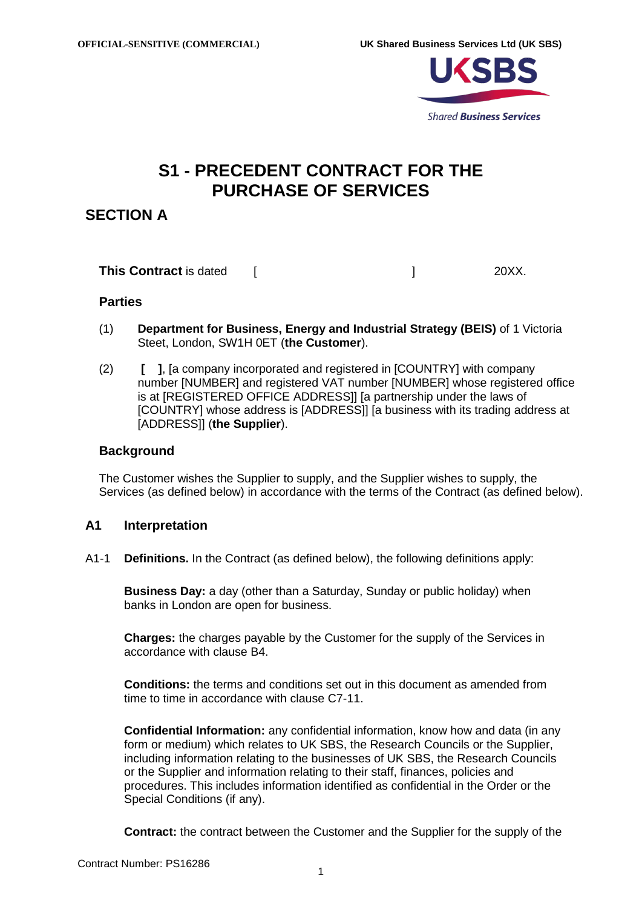# S1 - PRECEDENT CONTRACT FOR THE PURCHASE OF SERVICES

## SECTION A

**This Contract** is dated [ ] 20XX.

### Parties

(1) **Department for Business, Energy and Industrial Strategy (BEIS)** of 1 Victoria Steet, London, SW1H 0ET (**the Customer**).

(2) **[ ]**, [a company incorporated and registered in [COUNTRY] with company number [NUMBER] and registered VAT number [NUMBER] whose registered office is at [REGISTERED OFFICE ADDRESS]] [a partnership under the laws of [COUNTRY] whose address is [ADDRESS]] [a business with its trading address at [ADDRESS]] (**the Supplier**).

### Background

The Customer wishes the Supplier to supply, and the Supplier wishes to supply, the Services (as defined below) in accordance with the terms of the Contract (as defined below).

### A1 Interpretation

A1-1 **Definitions.** In the Contract (as defined below), the following definitions apply:

**Business Day:** a day (other than a Saturday, Sunday or public holiday) when banks in London are open for business.

**Charges:** the charges payable by the Customer for the supply of the Services in accordance with clause B4.

**Conditions:** the terms and conditions set out in this document as amended from time to time in accordance with clause C7-11.

**Confidential Information:** any confidential information, know how and data (in any form or medium) which relates to UK SBS, the Research Councils or the Supplier, including information relating to the businesses of UK SBS, the Research Councils or the Supplier and information relating to their staff, finances, policies and procedures. This includes information identified as confidential in the Order or the Special Conditions (if any).

**Contract:** the contract between the Customer and the Supplier for the supply of the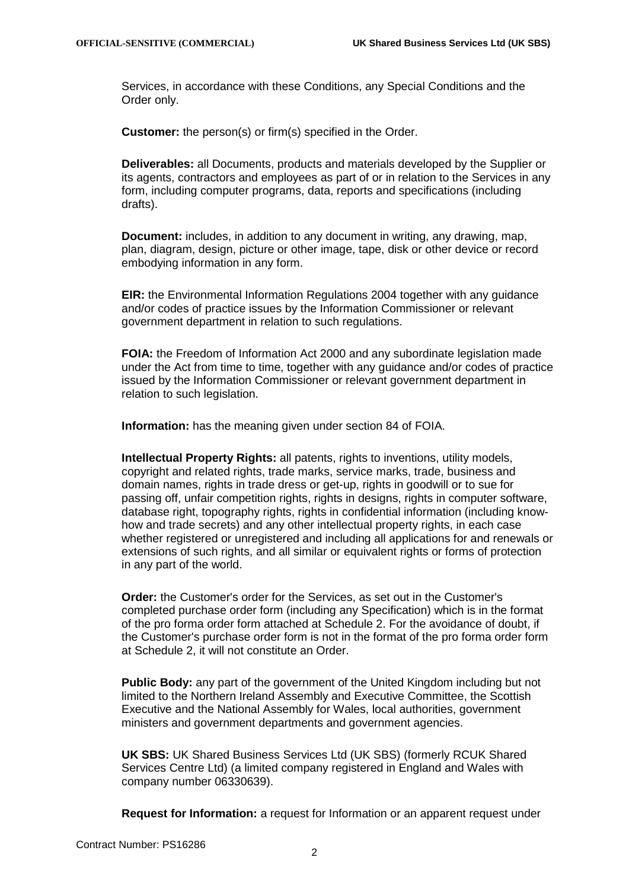Services, in accordance with these Conditions, any Special Conditions and the Order only.

**Customer:** the person(s) or firm(s) specified in the Order.

**Deliverables:** all Documents, products and materials developed by the Supplier or its agents, contractors and employees as part of or in relation to the Services in any form, including computer programs, data, reports and specifications (including drafts).

**Document:** includes, in addition to any document in writing, any drawing, map, plan, diagram, design, picture or other image, tape, disk or other device or record embodying information in any form.

**EIR:** the Environmental Information Regulations 2004 together with any guidance and/or codes of practice issues by the Information Commissioner or relevant government department in relation to such regulations.

**FOIA:** the Freedom of Information Act 2000 and any subordinate legislation made under the Act from time to time, together with any guidance and/or codes of practice issued by the Information Commissioner or relevant government department in relation to such legislation.

**Information:** has the meaning given under section 84 of FOIA.

**Intellectual Property Rights:** all patents, rights to inventions, utility models, copyright and related rights, trade marks, service marks, trade, business and domain names, rights in trade dress or get-up, rights in goodwill or to sue for passing off, unfair competition rights, rights in designs, rights in computer software, database right, topography rights, rights in confidential information (including know-how and trade secrets) and any other intellectual property rights, in each case whether registered or unregistered and including all applications for and renewals or extensions of such rights, and all similar or equivalent rights or forms of protection in any part of the world.

**Order:** the Customer's order for the Services, as set out in the Customer's completed purchase order form (including any Specification) which is in the format of the pro forma order form attached at Schedule 2. For the avoidance of doubt, if the Customer's purchase order form is not in the format of the pro forma order form at Schedule 2, it will not constitute an Order.

**Public Body:** any part of the government of the United Kingdom including but not limited to the Northern Ireland Assembly and Executive Committee, the Scottish Executive and the National Assembly for Wales, local authorities, government ministers and government departments and government agencies.

**UK SBS:** UK Shared Business Services Ltd (UK SBS) (formerly RCUK Shared Services Centre Ltd) (a limited company registered in England and Wales with company number 06330639).

**Request for Information:** a request for Information or an apparent request under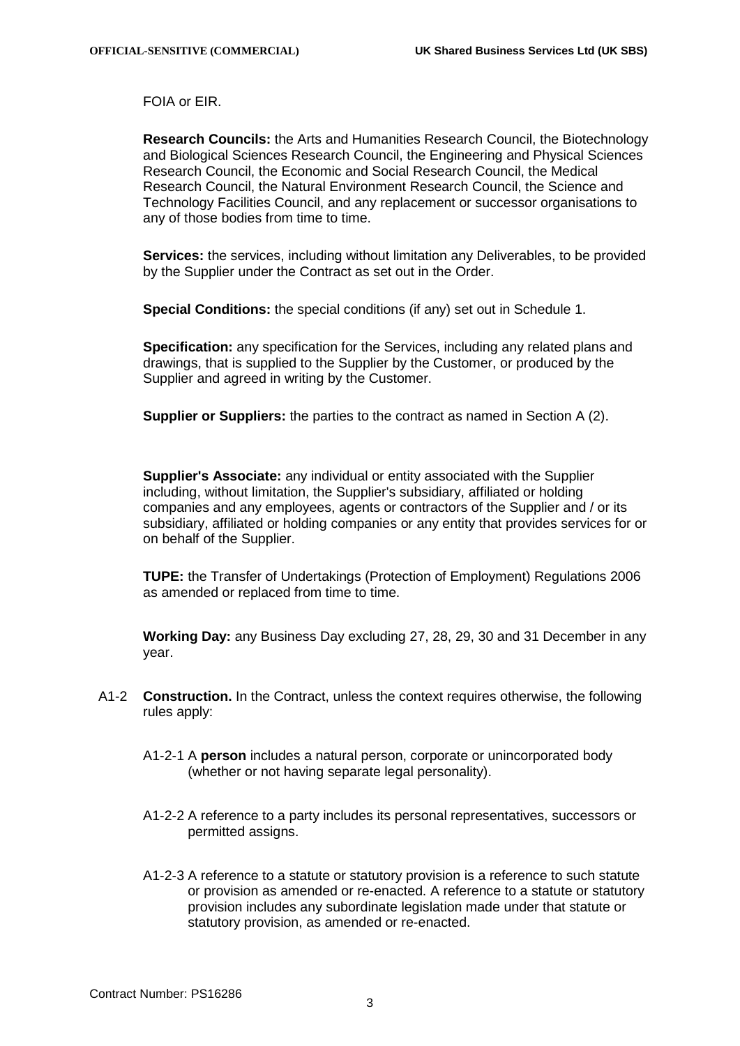FOIA or EIR.

**Research Councils:** the Arts and Humanities Research Council, the Biotechnology and Biological Sciences Research Council, the Engineering and Physical Sciences Research Council, the Economic and Social Research Council, the Medical Research Council, the Natural Environment Research Council, the Science and Technology Facilities Council, and any replacement or successor organisations to any of those bodies from time to time.

**Services:** the services, including without limitation any Deliverables, to be provided by the Supplier under the Contract as set out in the Order.

**Special Conditions:** the special conditions (if any) set out in Schedule 1.

**Specification:** any specification for the Services, including any related plans and drawings, that is supplied to the Supplier by the Customer, or produced by the Supplier and agreed in writing by the Customer.

**Supplier or Suppliers:** the parties to the contract as named in Section A (2).

**Supplier's Associate:** any individual or entity associated with the Supplier including, without limitation, the Supplier's subsidiary, affiliated or holding companies and any employees, agents or contractors of the Supplier and / or its subsidiary, affiliated or holding companies or any entity that provides services for or on behalf of the Supplier.

**TUPE:** the Transfer of Undertakings (Protection of Employment) Regulations 2006 as amended or replaced from time to time.

**Working Day:** any Business Day excluding 27, 28, 29, 30 and 31 December in any year.

A1-2 **Construction.** In the Contract, unless the context requires otherwise, the following rules apply:

A1-2-1 A **person** includes a natural person, corporate or unincorporated body (whether or not having separate legal personality).

A1-2-2 A reference to a party includes its personal representatives, successors or permitted assigns.

A1-2-3 A reference to a statute or statutory provision is a reference to such statute or provision as amended or re-enacted. A reference to a statute or statutory provision includes any subordinate legislation made under that statute or statutory provision, as amended or re-enacted.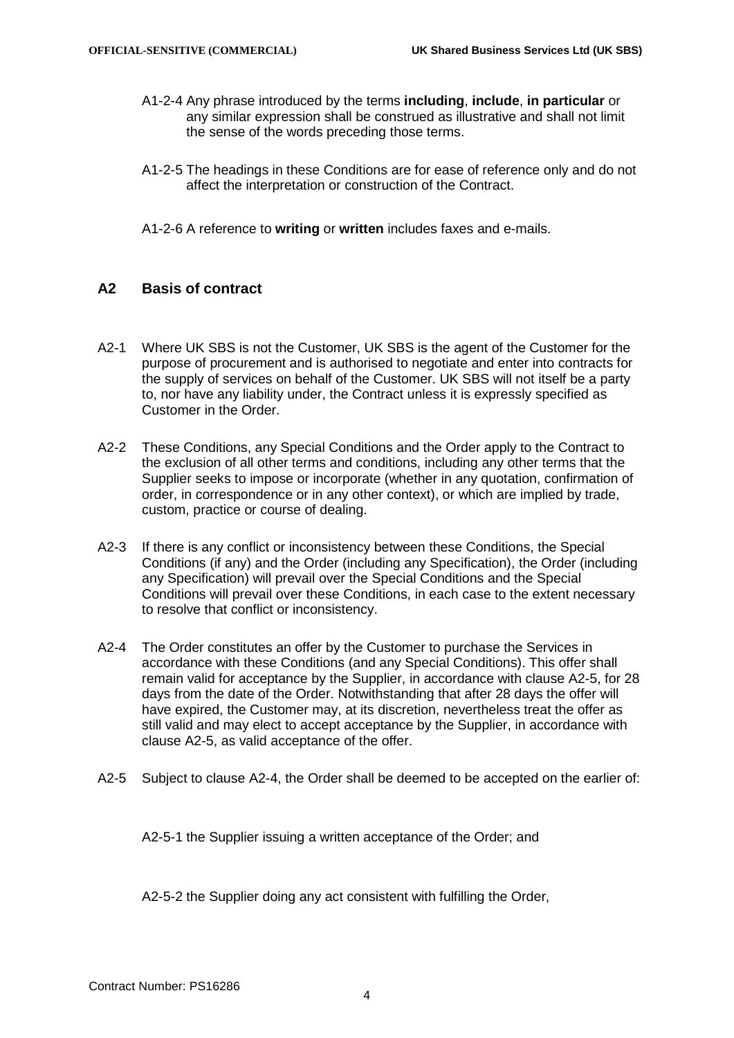A1-2-4 Any phrase introduced by the terms **including**, **include**, **in particular** or any similar expression shall be construed as illustrative and shall not limit the sense of the words preceding those terms.

A1-2-5 The headings in these Conditions are for ease of reference only and do not affect the interpretation or construction of the Contract.

A1-2-6 A reference to **writing** or **written** includes faxes and e-mails.

## A2 Basis of contract

A2-1 Where UK SBS is not the Customer, UK SBS is the agent of the Customer for the purpose of procurement and is authorised to negotiate and enter into contracts for the supply of services on behalf of the Customer. UK SBS will not itself be a party to, nor have any liability under, the Contract unless it is expressly specified as Customer in the Order.

A2-2 These Conditions, any Special Conditions and the Order apply to the Contract to the exclusion of all other terms and conditions, including any other terms that the Supplier seeks to impose or incorporate (whether in any quotation, confirmation of order, in correspondence or in any other context), or which are implied by trade, custom, practice or course of dealing.

A2-3 If there is any conflict or inconsistency between these Conditions, the Special Conditions (if any) and the Order (including any Specification), the Order (including any Specification) will prevail over the Special Conditions and the Special Conditions will prevail over these Conditions, in each case to the extent necessary to resolve that conflict or inconsistency.

A2-4 The Order constitutes an offer by the Customer to purchase the Services in accordance with these Conditions (and any Special Conditions). This offer shall remain valid for acceptance by the Supplier, in accordance with clause A2-5, for 28 days from the date of the Order. Notwithstanding that after 28 days the offer will have expired, the Customer may, at its discretion, nevertheless treat the offer as still valid and may elect to accept acceptance by the Supplier, in accordance with clause A2-5, as valid acceptance of the offer.

A2-5 Subject to clause A2-4, the Order shall be deemed to be accepted on the earlier of:

A2-5-1 the Supplier issuing a written acceptance of the Order; and

A2-5-2 the Supplier doing any act consistent with fulfilling the Order,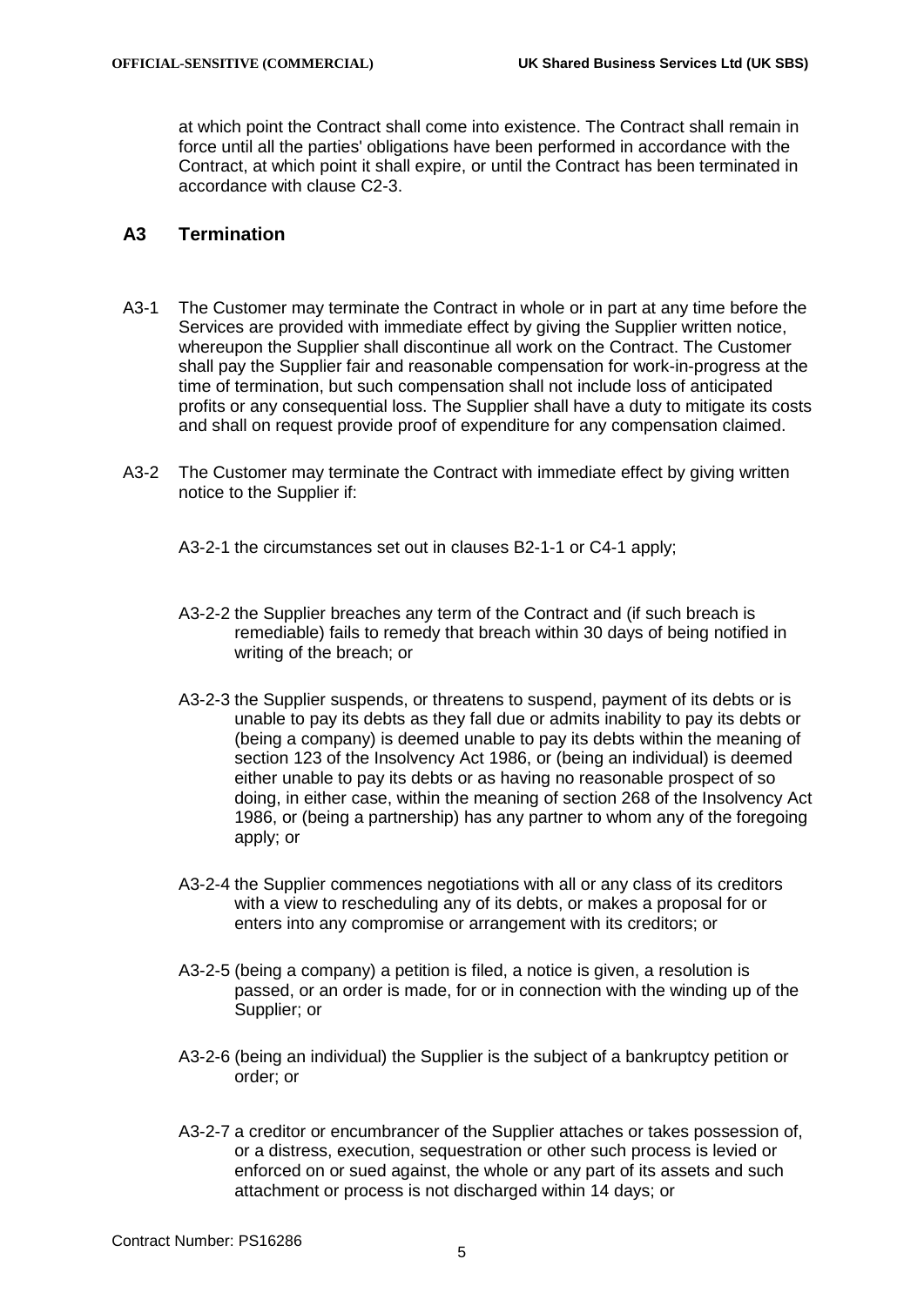at which point the Contract shall come into existence. The Contract shall remain in force until all the parties' obligations have been performed in accordance with the Contract, at which point it shall expire, or until the Contract has been terminated in accordance with clause C2-3.

## A3 Termination

A3-1 The Customer may terminate the Contract in whole or in part at any time before the Services are provided with immediate effect by giving the Supplier written notice, whereupon the Supplier shall discontinue all work on the Contract. The Customer shall pay the Supplier fair and reasonable compensation for work-in-progress at the time of termination, but such compensation shall not include loss of anticipated profits or any consequential loss. The Supplier shall have a duty to mitigate its costs and shall on request provide proof of expenditure for any compensation claimed.

A3-2 The Customer may terminate the Contract with immediate effect by giving written notice to the Supplier if:

A3-2-1 the circumstances set out in clauses B2-1-1 or C4-1 apply;

A3-2-2 the Supplier breaches any term of the Contract and (if such breach is remediable) fails to remedy that breach within 30 days of being notified in writing of the breach; or

A3-2-3 the Supplier suspends, or threatens to suspend, payment of its debts or is unable to pay its debts as they fall due or admits inability to pay its debts or (being a company) is deemed unable to pay its debts within the meaning of section 123 of the Insolvency Act 1986, or (being an individual) is deemed either unable to pay its debts or as having no reasonable prospect of so doing, in either case, within the meaning of section 268 of the Insolvency Act 1986, or (being a partnership) has any partner to whom any of the foregoing apply; or

A3-2-4 the Supplier commences negotiations with all or any class of its creditors with a view to rescheduling any of its debts, or makes a proposal for or enters into any compromise or arrangement with its creditors; or

A3-2-5 (being a company) a petition is filed, a notice is given, a resolution is passed, or an order is made, for or in connection with the winding up of the Supplier; or

A3-2-6 (being an individual) the Supplier is the subject of a bankruptcy petition or order; or

A3-2-7 a creditor or encumbrancer of the Supplier attaches or takes possession of, or a distress, execution, sequestration or other such process is levied or enforced on or sued against, the whole or any part of its assets and such attachment or process is not discharged within 14 days; or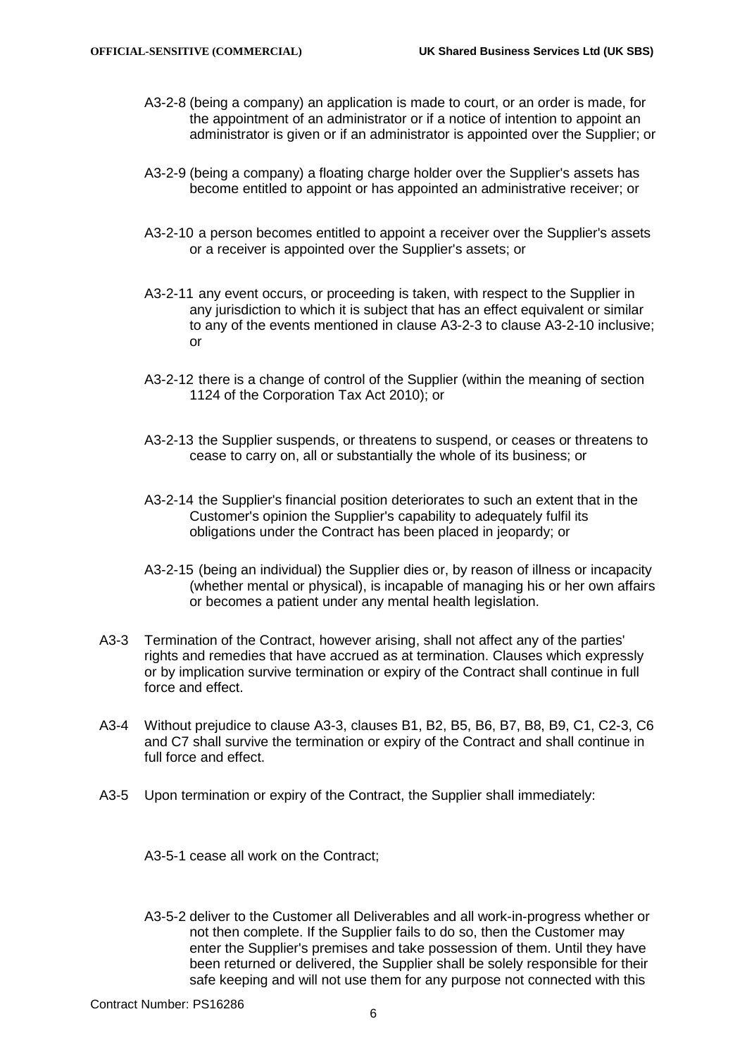A3-2-8 (being a company) an application is made to court, or an order is made, for the appointment of an administrator or if a notice of intention to appoint an administrator is given or if an administrator is appointed over the Supplier; or

A3-2-9 (being a company) a floating charge holder over the Supplier's assets has become entitled to appoint or has appointed an administrative receiver; or

A3-2-10 a person becomes entitled to appoint a receiver over the Supplier's assets or a receiver is appointed over the Supplier's assets; or

A3-2-11 any event occurs, or proceeding is taken, with respect to the Supplier in any jurisdiction to which it is subject that has an effect equivalent or similar to any of the events mentioned in clause A3-2-3 to clause A3-2-10 inclusive; or

A3-2-12 there is a change of control of the Supplier (within the meaning of section 1124 of the Corporation Tax Act 2010); or

A3-2-13 the Supplier suspends, or threatens to suspend, or ceases or threatens to cease to carry on, all or substantially the whole of its business; or

A3-2-14 the Supplier's financial position deteriorates to such an extent that in the Customer's opinion the Supplier's capability to adequately fulfil its obligations under the Contract has been placed in jeopardy; or

A3-2-15 (being an individual) the Supplier dies or, by reason of illness or incapacity (whether mental or physical), is incapable of managing his or her own affairs or becomes a patient under any mental health legislation.

A3-3 Termination of the Contract, however arising, shall not affect any of the parties' rights and remedies that have accrued as at termination. Clauses which expressly or by implication survive termination or expiry of the Contract shall continue in full force and effect.

A3-4 Without prejudice to clause A3-3, clauses B1, B2, B5, B6, B7, B8, B9, C1, C2-3, C6 and C7 shall survive the termination or expiry of the Contract and shall continue in full force and effect.

A3-5 Upon termination or expiry of the Contract, the Supplier shall immediately:

A3-5-1 cease all work on the Contract;

A3-5-2 deliver to the Customer all Deliverables and all work-in-progress whether or not then complete. If the Supplier fails to do so, then the Customer may enter the Supplier's premises and take possession of them. Until they have been returned or delivered, the Supplier shall be solely responsible for their safe keeping and will not use them for any purpose not connected with this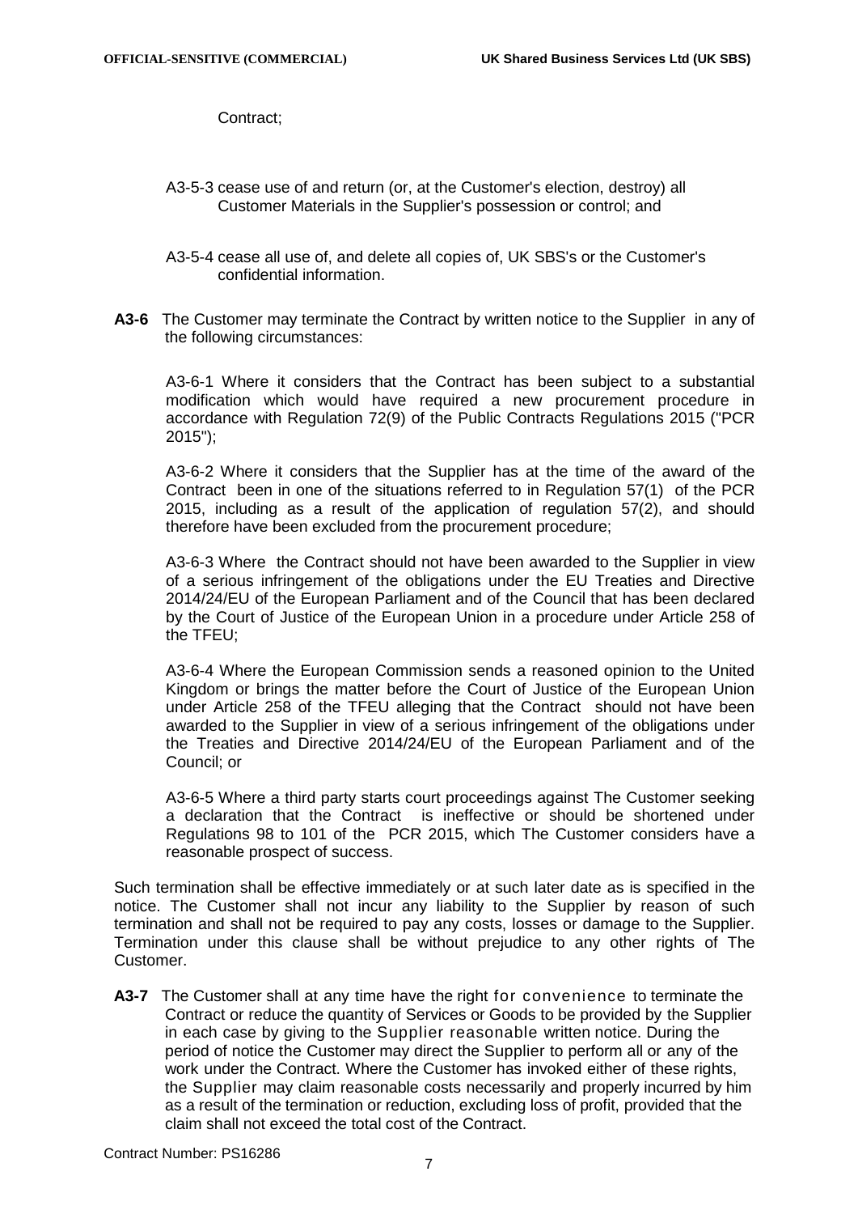Contract;

A3-5-3 cease use of and return (or, at the Customer's election, destroy) all Customer Materials in the Supplier's possession or control; and

A3-5-4 cease all use of, and delete all copies of, UK SBS's or the Customer's confidential information.

**A3-6** The Customer may terminate the Contract by written notice to the Supplier in any of the following circumstances:

A3-6-1 Where it considers that the Contract has been subject to a substantial modification which would have required a new procurement procedure in accordance with Regulation 72(9) of the Public Contracts Regulations 2015 ("PCR 2015");

A3-6-2 Where it considers that the Supplier has at the time of the award of the Contract been in one of the situations referred to in Regulation 57(1) of the PCR 2015, including as a result of the application of regulation 57(2), and should therefore have been excluded from the procurement procedure;

A3-6-3 Where the Contract should not have been awarded to the Supplier in view of a serious infringement of the obligations under the EU Treaties and Directive 2014/24/EU of the European Parliament and of the Council that has been declared by the Court of Justice of the European Union in a procedure under Article 258 of the TFEU;

A3-6-4 Where the European Commission sends a reasoned opinion to the United Kingdom or brings the matter before the Court of Justice of the European Union under Article 258 of the TFEU alleging that the Contract should not have been awarded to the Supplier in view of a serious infringement of the obligations under the Treaties and Directive 2014/24/EU of the European Parliament and of the Council; or

A3-6-5 Where a third party starts court proceedings against The Customer seeking a declaration that the Contract is ineffective or should be shortened under Regulations 98 to 101 of the PCR 2015, which The Customer considers have a reasonable prospect of success.

Such termination shall be effective immediately or at such later date as is specified in the notice. The Customer shall not incur any liability to the Supplier by reason of such termination and shall not be required to pay any costs, losses or damage to the Supplier. Termination under this clause shall be without prejudice to any other rights of The Customer.

**A3-7** The Customer shall at any time have the right for convenience to terminate the Contract or reduce the quantity of Services or Goods to be provided by the Supplier in each case by giving to the Supplier reasonable written notice. During the period of notice the Customer may direct the Supplier to perform all or any of the work under the Contract. Where the Customer has invoked either of these rights, the Supplier may claim reasonable costs necessarily and properly incurred by him as a result of the termination or reduction, excluding loss of profit, provided that the claim shall not exceed the total cost of the Contract.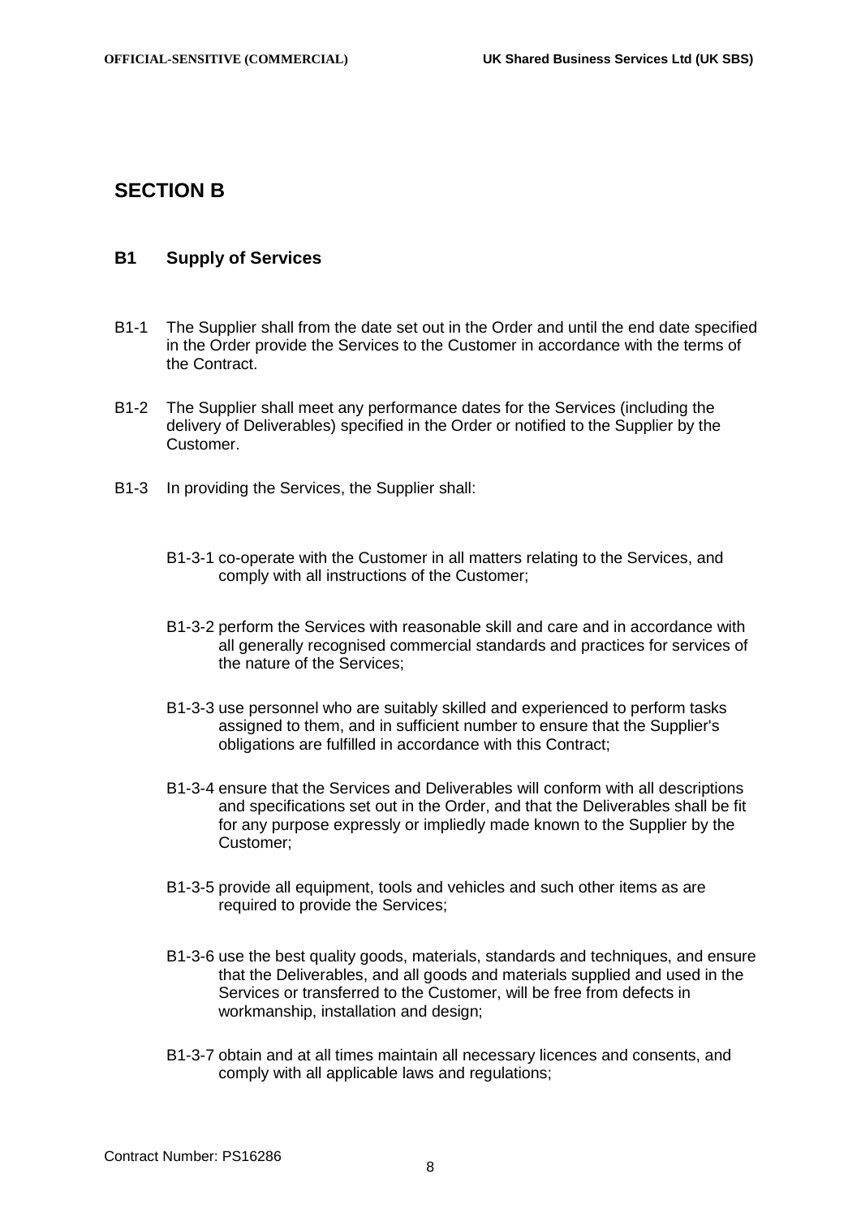# SECTION B

## B1 Supply of Services

B1-1 The Supplier shall from the date set out in the Order and until the end date specified in the Order provide the Services to the Customer in accordance with the terms of the Contract.

B1-2 The Supplier shall meet any performance dates for the Services (including the delivery of Deliverables) specified in the Order or notified to the Supplier by the Customer.

B1-3 In providing the Services, the Supplier shall:

B1-3-1 co-operate with the Customer in all matters relating to the Services, and comply with all instructions of the Customer;

B1-3-2 perform the Services with reasonable skill and care and in accordance with all generally recognised commercial standards and practices for services of the nature of the Services;

B1-3-3 use personnel who are suitably skilled and experienced to perform tasks assigned to them, and in sufficient number to ensure that the Supplier's obligations are fulfilled in accordance with this Contract;

B1-3-4 ensure that the Services and Deliverables will conform with all descriptions and specifications set out in the Order, and that the Deliverables shall be fit for any purpose expressly or impliedly made known to the Supplier by the Customer;

B1-3-5 provide all equipment, tools and vehicles and such other items as are required to provide the Services;

B1-3-6 use the best quality goods, materials, standards and techniques, and ensure that the Deliverables, and all goods and materials supplied and used in the Services or transferred to the Customer, will be free from defects in workmanship, installation and design;

B1-3-7 obtain and at all times maintain all necessary licences and consents, and comply with all applicable laws and regulations;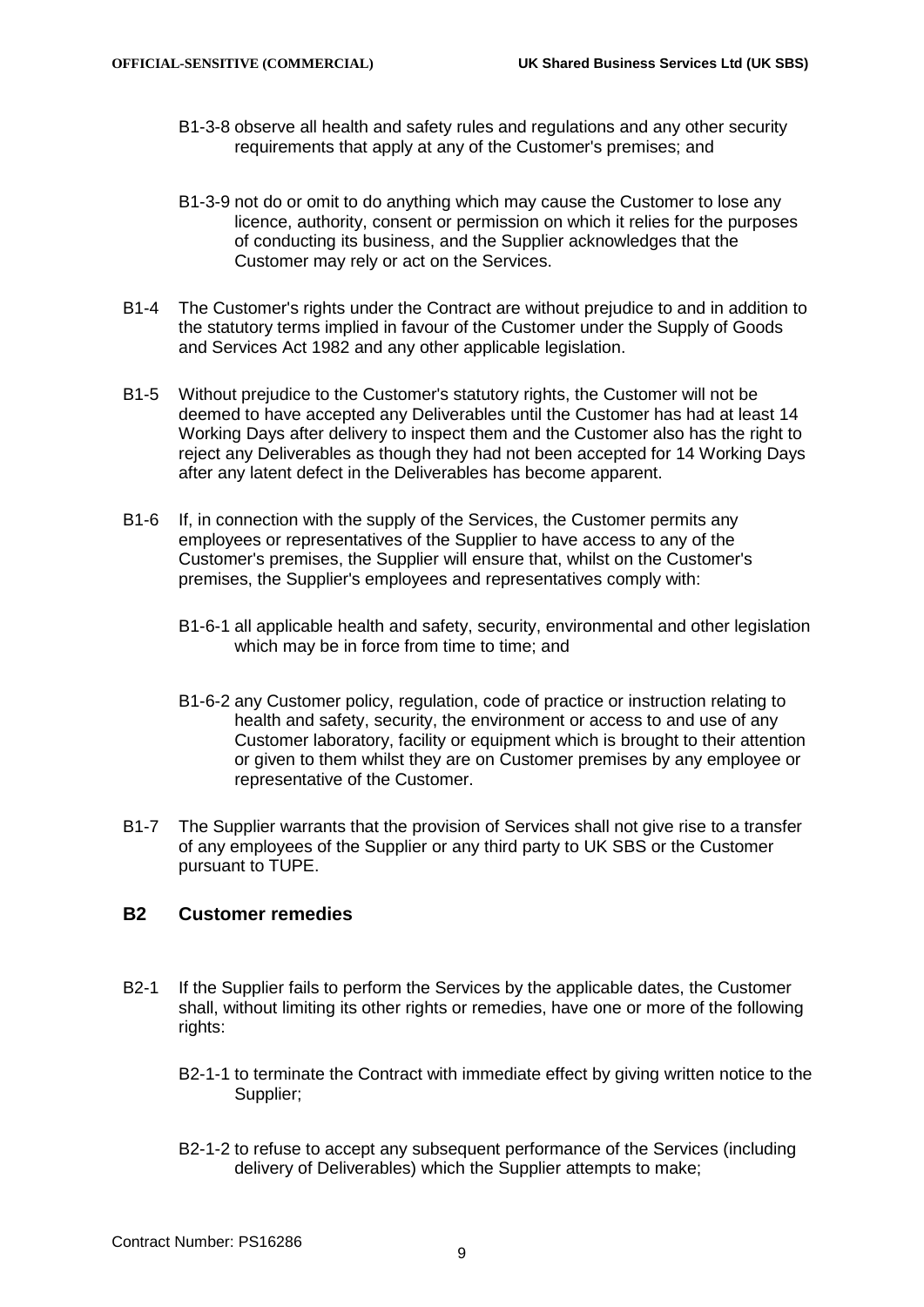B1-3-8 observe all health and safety rules and regulations and any other security requirements that apply at any of the Customer's premises; and

B1-3-9 not do or omit to do anything which may cause the Customer to lose any licence, authority, consent or permission on which it relies for the purposes of conducting its business, and the Supplier acknowledges that the Customer may rely or act on the Services.

B1-4 The Customer's rights under the Contract are without prejudice to and in addition to the statutory terms implied in favour of the Customer under the Supply of Goods and Services Act 1982 and any other applicable legislation.

B1-5 Without prejudice to the Customer's statutory rights, the Customer will not be deemed to have accepted any Deliverables until the Customer has had at least 14 Working Days after delivery to inspect them and the Customer also has the right to reject any Deliverables as though they had not been accepted for 14 Working Days after any latent defect in the Deliverables has become apparent.

B1-6 If, in connection with the supply of the Services, the Customer permits any employees or representatives of the Supplier to have access to any of the Customer's premises, the Supplier will ensure that, whilst on the Customer's premises, the Supplier's employees and representatives comply with:

B1-6-1 all applicable health and safety, security, environmental and other legislation which may be in force from time to time; and

B1-6-2 any Customer policy, regulation, code of practice or instruction relating to health and safety, security, the environment or access to and use of any Customer laboratory, facility or equipment which is brought to their attention or given to them whilst they are on Customer premises by any employee or representative of the Customer.

B1-7 The Supplier warrants that the provision of Services shall not give rise to a transfer of any employees of the Supplier or any third party to UK SBS or the Customer pursuant to TUPE.

## B2 Customer remedies

B2-1 If the Supplier fails to perform the Services by the applicable dates, the Customer shall, without limiting its other rights or remedies, have one or more of the following rights:

B2-1-1 to terminate the Contract with immediate effect by giving written notice to the Supplier;

B2-1-2 to refuse to accept any subsequent performance of the Services (including delivery of Deliverables) which the Supplier attempts to make;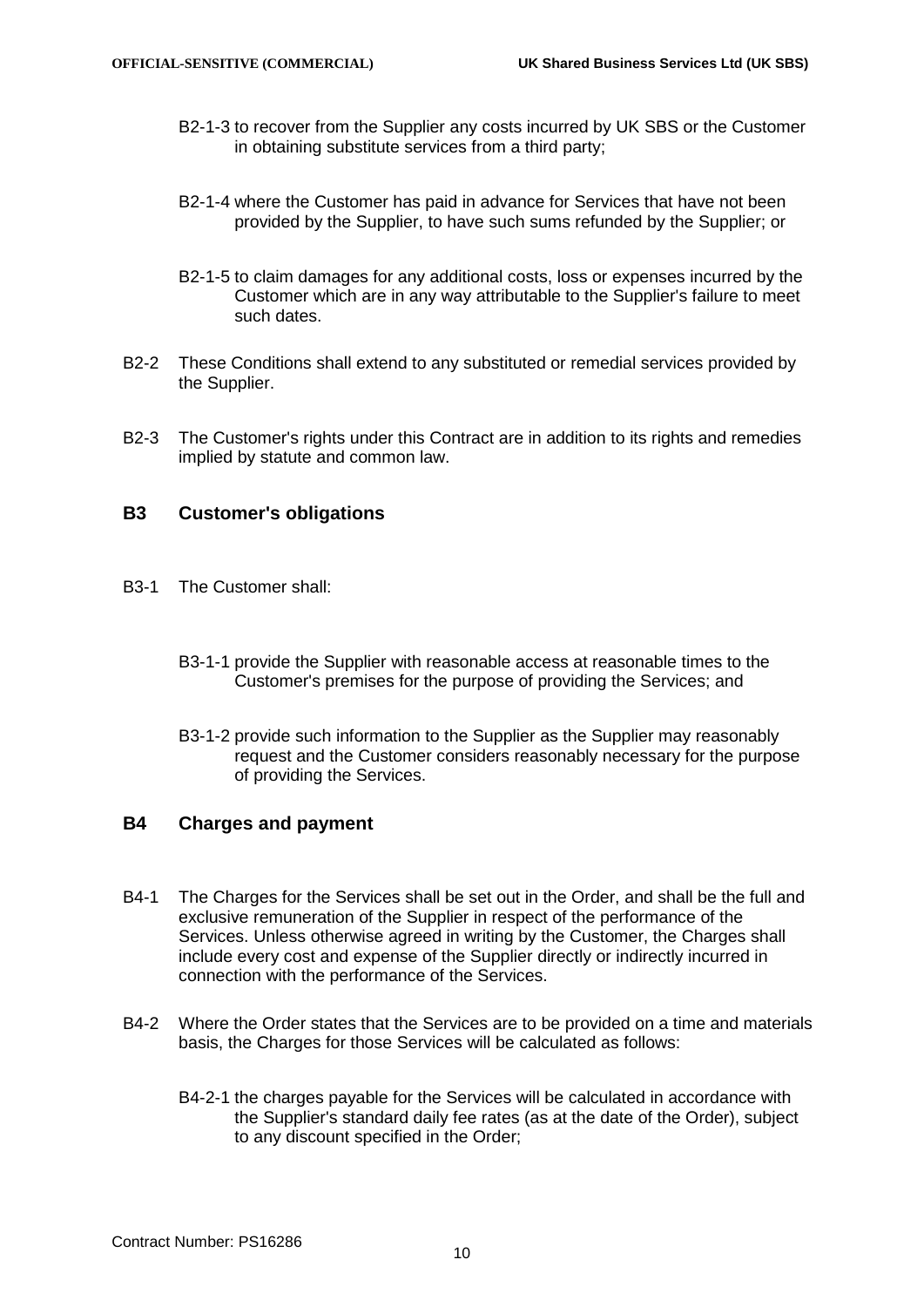B2-1-3 to recover from the Supplier any costs incurred by UK SBS or the Customer in obtaining substitute services from a third party;

B2-1-4 where the Customer has paid in advance for Services that have not been provided by the Supplier, to have such sums refunded by the Supplier; or

B2-1-5 to claim damages for any additional costs, loss or expenses incurred by the Customer which are in any way attributable to the Supplier's failure to meet such dates.

B2-2 These Conditions shall extend to any substituted or remedial services provided by the Supplier.

B2-3 The Customer's rights under this Contract are in addition to its rights and remedies implied by statute and common law.

## B3 Customer's obligations

B3-1 The Customer shall:

B3-1-1 provide the Supplier with reasonable access at reasonable times to the Customer's premises for the purpose of providing the Services; and

B3-1-2 provide such information to the Supplier as the Supplier may reasonably request and the Customer considers reasonably necessary for the purpose of providing the Services.

## B4 Charges and payment

B4-1 The Charges for the Services shall be set out in the Order, and shall be the full and exclusive remuneration of the Supplier in respect of the performance of the Services. Unless otherwise agreed in writing by the Customer, the Charges shall include every cost and expense of the Supplier directly or indirectly incurred in connection with the performance of the Services.

B4-2 Where the Order states that the Services are to be provided on a time and materials basis, the Charges for those Services will be calculated as follows:

B4-2-1 the charges payable for the Services will be calculated in accordance with the Supplier's standard daily fee rates (as at the date of the Order), subject to any discount specified in the Order;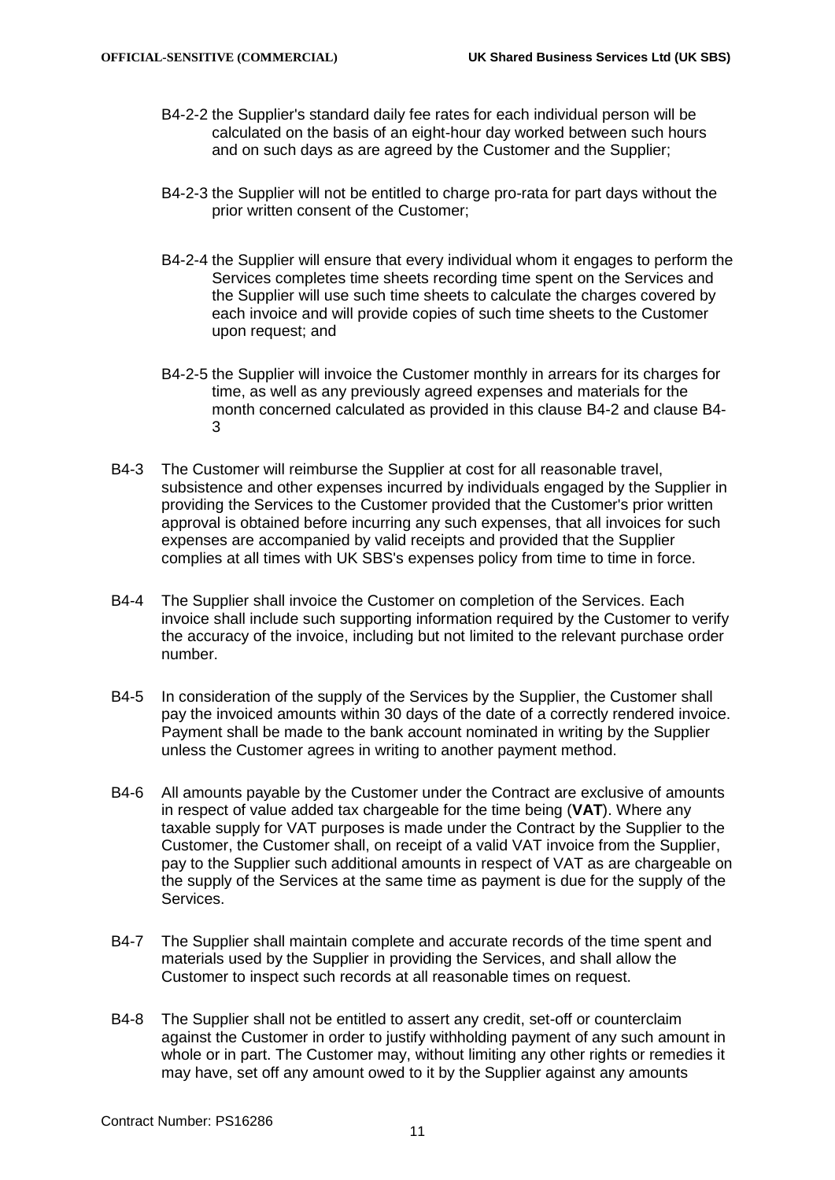B4-2-2 the Supplier's standard daily fee rates for each individual person will be calculated on the basis of an eight-hour day worked between such hours and on such days as are agreed by the Customer and the Supplier;

B4-2-3 the Supplier will not be entitled to charge pro-rata for part days without the prior written consent of the Customer;

B4-2-4 the Supplier will ensure that every individual whom it engages to perform the Services completes time sheets recording time spent on the Services and the Supplier will use such time sheets to calculate the charges covered by each invoice and will provide copies of such time sheets to the Customer upon request; and

B4-2-5 the Supplier will invoice the Customer monthly in arrears for its charges for time, as well as any previously agreed expenses and materials for the month concerned calculated as provided in this clause B4-2 and clause B4-3

B4-3 The Customer will reimburse the Supplier at cost for all reasonable travel, subsistence and other expenses incurred by individuals engaged by the Supplier in providing the Services to the Customer provided that the Customer's prior written approval is obtained before incurring any such expenses, that all invoices for such expenses are accompanied by valid receipts and provided that the Supplier complies at all times with UK SBS's expenses policy from time to time in force.

B4-4 The Supplier shall invoice the Customer on completion of the Services. Each invoice shall include such supporting information required by the Customer to verify the accuracy of the invoice, including but not limited to the relevant purchase order number.

B4-5 In consideration of the supply of the Services by the Supplier, the Customer shall pay the invoiced amounts within 30 days of the date of a correctly rendered invoice. Payment shall be made to the bank account nominated in writing by the Supplier unless the Customer agrees in writing to another payment method.

B4-6 All amounts payable by the Customer under the Contract are exclusive of amounts in respect of value added tax chargeable for the time being (**VAT**). Where any taxable supply for VAT purposes is made under the Contract by the Supplier to the Customer, the Customer shall, on receipt of a valid VAT invoice from the Supplier, pay to the Supplier such additional amounts in respect of VAT as are chargeable on the supply of the Services at the same time as payment is due for the supply of the Services.

B4-7 The Supplier shall maintain complete and accurate records of the time spent and materials used by the Supplier in providing the Services, and shall allow the Customer to inspect such records at all reasonable times on request.

B4-8 The Supplier shall not be entitled to assert any credit, set-off or counterclaim against the Customer in order to justify withholding payment of any such amount in whole or in part. The Customer may, without limiting any other rights or remedies it may have, set off any amount owed to it by the Supplier against any amounts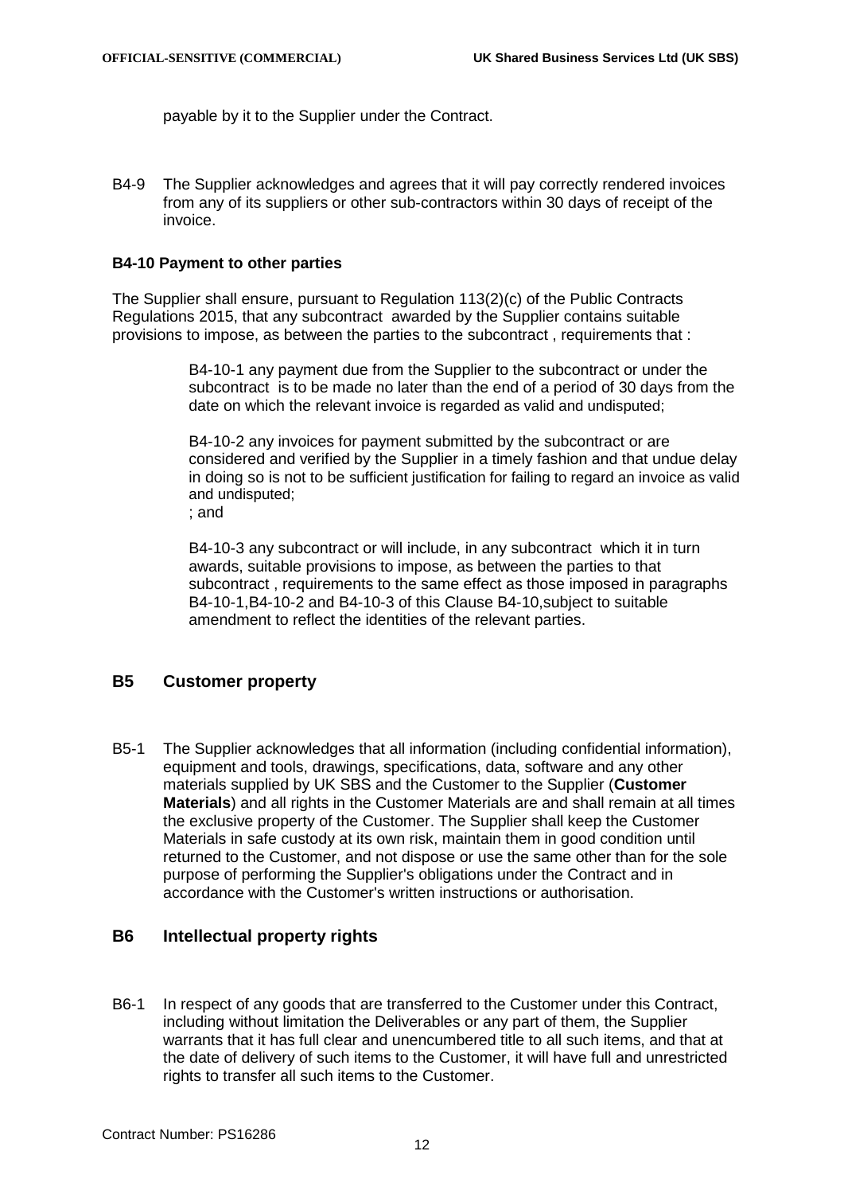payable by it to the Supplier under the Contract.

B4-9 The Supplier acknowledges and agrees that it will pay correctly rendered invoices from any of its suppliers or other sub-contractors within 30 days of receipt of the invoice.

**B4-10 Payment to other parties**

The Supplier shall ensure, pursuant to Regulation 113(2)(c) of the Public Contracts Regulations 2015, that any subcontract awarded by the Supplier contains suitable provisions to impose, as between the parties to the subcontract , requirements that :

B4-10-1 any payment due from the Supplier to the subcontract or under the subcontract is to be made no later than the end of a period of 30 days from the date on which the relevant invoice is regarded as valid and undisputed;

B4-10-2 any invoices for payment submitted by the subcontract or are considered and verified by the Supplier in a timely fashion and that undue delay in doing so is not to be sufficient justification for failing to regard an invoice as valid and undisputed;
; and

B4-10-3 any subcontract or will include, in any subcontract which it in turn awards, suitable provisions to impose, as between the parties to that subcontract , requirements to the same effect as those imposed in paragraphs B4-10-1,B4-10-2 and B4-10-3 of this Clause B4-10,subject to suitable amendment to reflect the identities of the relevant parties.

## B5 Customer property

B5-1 The Supplier acknowledges that all information (including confidential information), equipment and tools, drawings, specifications, data, software and any other materials supplied by UK SBS and the Customer to the Supplier (**Customer Materials**) and all rights in the Customer Materials are and shall remain at all times the exclusive property of the Customer. The Supplier shall keep the Customer Materials in safe custody at its own risk, maintain them in good condition until returned to the Customer, and not dispose or use the same other than for the sole purpose of performing the Supplier's obligations under the Contract and in accordance with the Customer's written instructions or authorisation.

## B6 Intellectual property rights

B6-1 In respect of any goods that are transferred to the Customer under this Contract, including without limitation the Deliverables or any part of them, the Supplier warrants that it has full clear and unencumbered title to all such items, and that at the date of delivery of such items to the Customer, it will have full and unrestricted rights to transfer all such items to the Customer.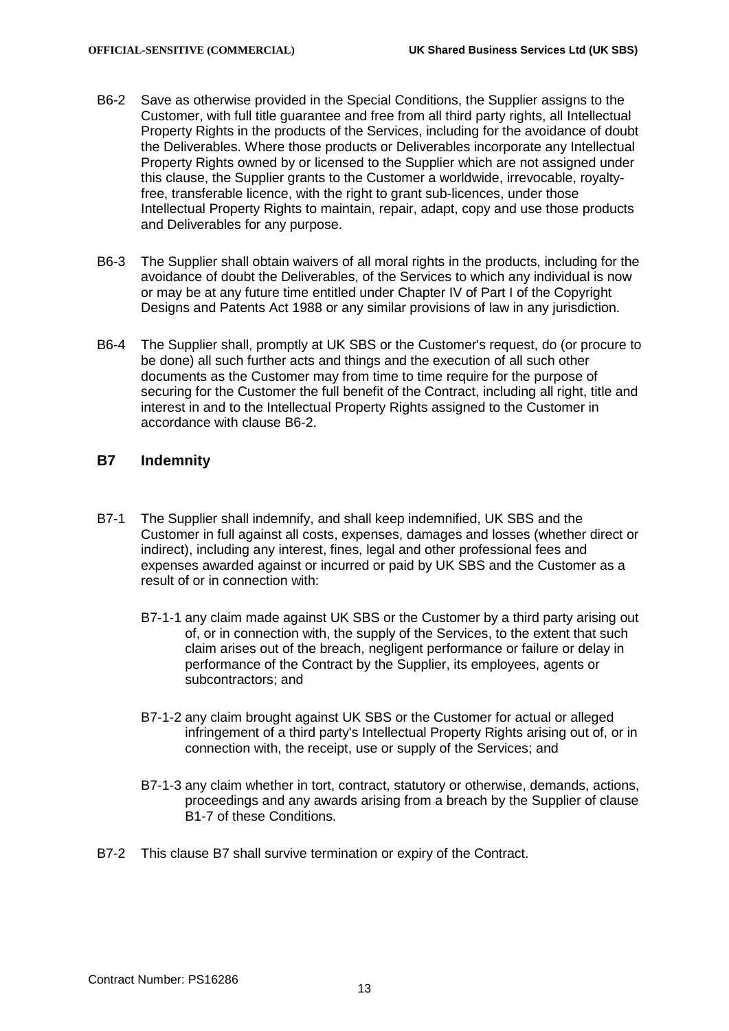B6-2 Save as otherwise provided in the Special Conditions, the Supplier assigns to the Customer, with full title guarantee and free from all third party rights, all Intellectual Property Rights in the products of the Services, including for the avoidance of doubt the Deliverables. Where those products or Deliverables incorporate any Intellectual Property Rights owned by or licensed to the Supplier which are not assigned under this clause, the Supplier grants to the Customer a worldwide, irrevocable, royalty-free, transferable licence, with the right to grant sub-licences, under those Intellectual Property Rights to maintain, repair, adapt, copy and use those products and Deliverables for any purpose.

B6-3 The Supplier shall obtain waivers of all moral rights in the products, including for the avoidance of doubt the Deliverables, of the Services to which any individual is now or may be at any future time entitled under Chapter IV of Part I of the Copyright Designs and Patents Act 1988 or any similar provisions of law in any jurisdiction.

B6-4 The Supplier shall, promptly at UK SBS or the Customer's request, do (or procure to be done) all such further acts and things and the execution of all such other documents as the Customer may from time to time require for the purpose of securing for the Customer the full benefit of the Contract, including all right, title and interest in and to the Intellectual Property Rights assigned to the Customer in accordance with clause B6-2.

## B7 Indemnity

B7-1 The Supplier shall indemnify, and shall keep indemnified, UK SBS and the Customer in full against all costs, expenses, damages and losses (whether direct or indirect), including any interest, fines, legal and other professional fees and expenses awarded against or incurred or paid by UK SBS and the Customer as a result of or in connection with:

B7-1-1 any claim made against UK SBS or the Customer by a third party arising out of, or in connection with, the supply of the Services, to the extent that such claim arises out of the breach, negligent performance or failure or delay in performance of the Contract by the Supplier, its employees, agents or subcontractors; and

B7-1-2 any claim brought against UK SBS or the Customer for actual or alleged infringement of a third party's Intellectual Property Rights arising out of, or in connection with, the receipt, use or supply of the Services; and

B7-1-3 any claim whether in tort, contract, statutory or otherwise, demands, actions, proceedings and any awards arising from a breach by the Supplier of clause B1-7 of these Conditions.

B7-2 This clause B7 shall survive termination or expiry of the Contract.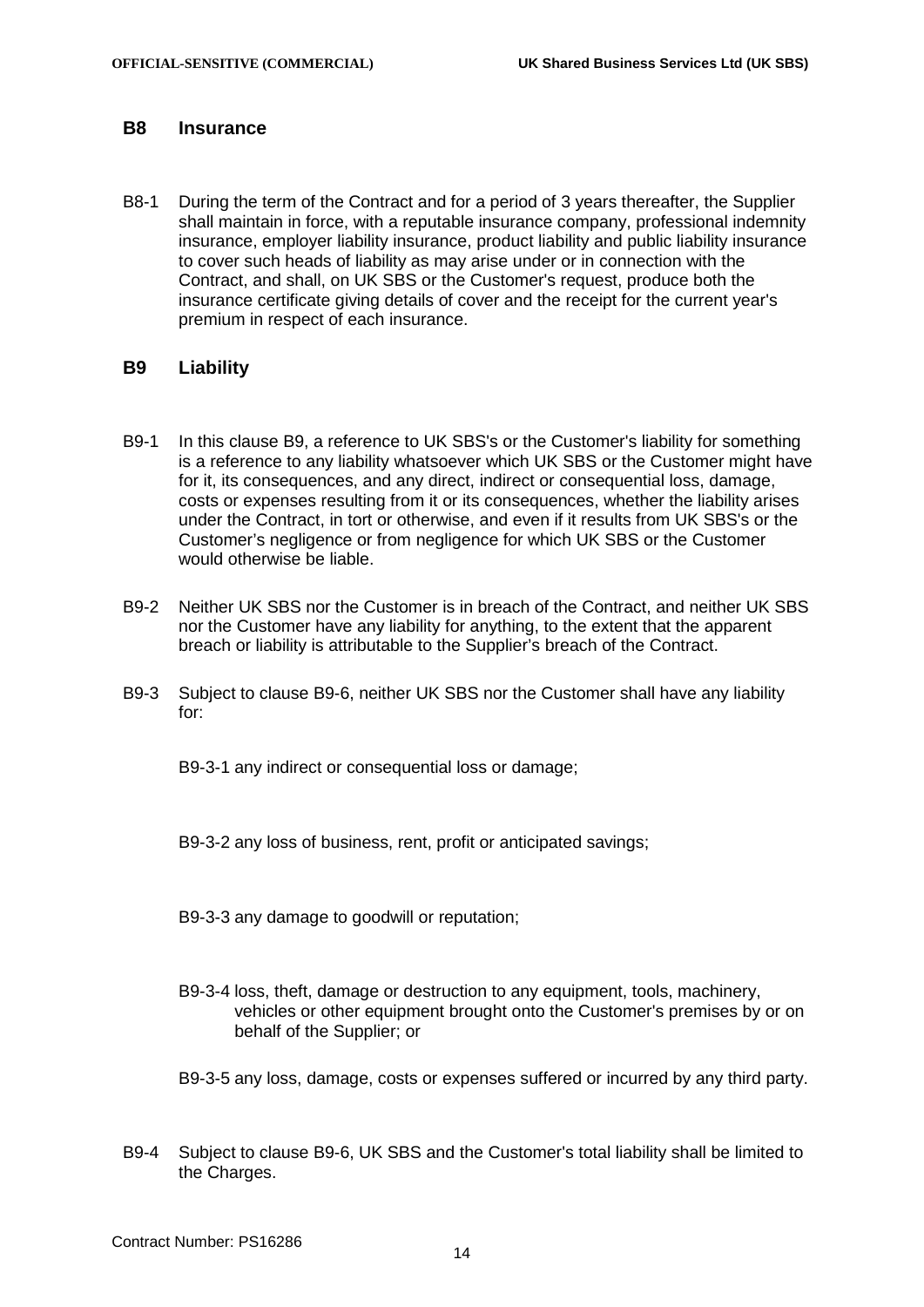## B8 Insurance

B8-1 During the term of the Contract and for a period of 3 years thereafter, the Supplier shall maintain in force, with a reputable insurance company, professional indemnity insurance, employer liability insurance, product liability and public liability insurance to cover such heads of liability as may arise under or in connection with the Contract, and shall, on UK SBS or the Customer's request, produce both the insurance certificate giving details of cover and the receipt for the current year's premium in respect of each insurance.

## B9 Liability

B9-1 In this clause B9, a reference to UK SBS's or the Customer's liability for something is a reference to any liability whatsoever which UK SBS or the Customer might have for it, its consequences, and any direct, indirect or consequential loss, damage, costs or expenses resulting from it or its consequences, whether the liability arises under the Contract, in tort or otherwise, and even if it results from UK SBS's or the Customer's negligence or from negligence for which UK SBS or the Customer would otherwise be liable.

B9-2 Neither UK SBS nor the Customer is in breach of the Contract, and neither UK SBS nor the Customer have any liability for anything, to the extent that the apparent breach or liability is attributable to the Supplier's breach of the Contract.

B9-3 Subject to clause B9-6, neither UK SBS nor the Customer shall have any liability for:

B9-3-1 any indirect or consequential loss or damage;

B9-3-2 any loss of business, rent, profit or anticipated savings;

B9-3-3 any damage to goodwill or reputation;

B9-3-4 loss, theft, damage or destruction to any equipment, tools, machinery, vehicles or other equipment brought onto the Customer's premises by or on behalf of the Supplier; or

B9-3-5 any loss, damage, costs or expenses suffered or incurred by any third party.

B9-4 Subject to clause B9-6, UK SBS and the Customer's total liability shall be limited to the Charges.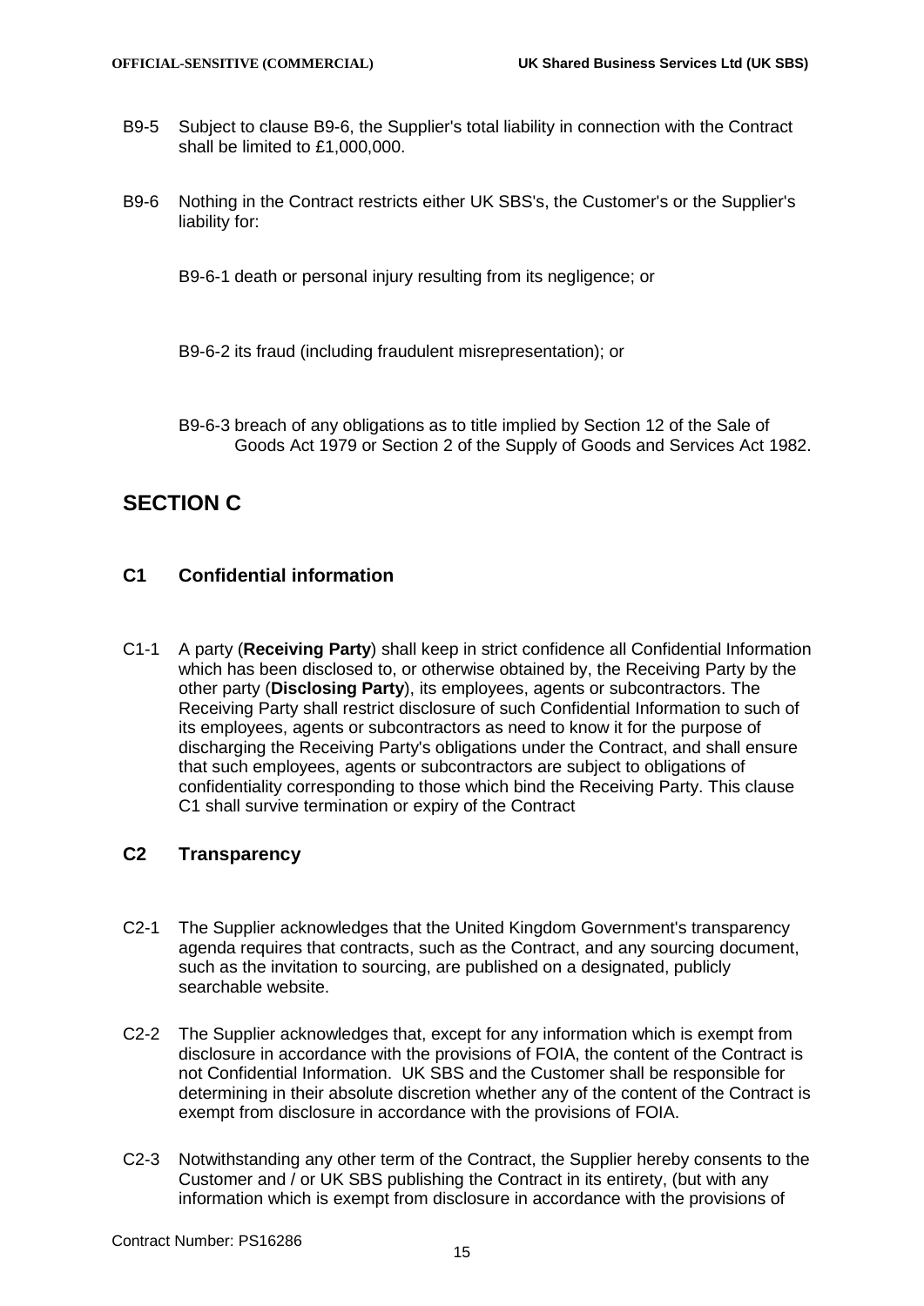B9-5 Subject to clause B9-6, the Supplier's total liability in connection with the Contract shall be limited to £1,000,000.

B9-6 Nothing in the Contract restricts either UK SBS's, the Customer's or the Supplier's liability for:

B9-6-1 death or personal injury resulting from its negligence; or

B9-6-2 its fraud (including fraudulent misrepresentation); or

B9-6-3 breach of any obligations as to title implied by Section 12 of the Sale of Goods Act 1979 or Section 2 of the Supply of Goods and Services Act 1982.

# SECTION C

## C1 Confidential information

C1-1 A party (**Receiving Party**) shall keep in strict confidence all Confidential Information which has been disclosed to, or otherwise obtained by, the Receiving Party by the other party (**Disclosing Party**), its employees, agents or subcontractors. The Receiving Party shall restrict disclosure of such Confidential Information to such of its employees, agents or subcontractors as need to know it for the purpose of discharging the Receiving Party's obligations under the Contract, and shall ensure that such employees, agents or subcontractors are subject to obligations of confidentiality corresponding to those which bind the Receiving Party. This clause C1 shall survive termination or expiry of the Contract

## C2 Transparency

C2-1 The Supplier acknowledges that the United Kingdom Government's transparency agenda requires that contracts, such as the Contract, and any sourcing document, such as the invitation to sourcing, are published on a designated, publicly searchable website.

C2-2 The Supplier acknowledges that, except for any information which is exempt from disclosure in accordance with the provisions of FOIA, the content of the Contract is not Confidential Information. UK SBS and the Customer shall be responsible for determining in their absolute discretion whether any of the content of the Contract is exempt from disclosure in accordance with the provisions of FOIA.

C2-3 Notwithstanding any other term of the Contract, the Supplier hereby consents to the Customer and / or UK SBS publishing the Contract in its entirety, (but with any information which is exempt from disclosure in accordance with the provisions of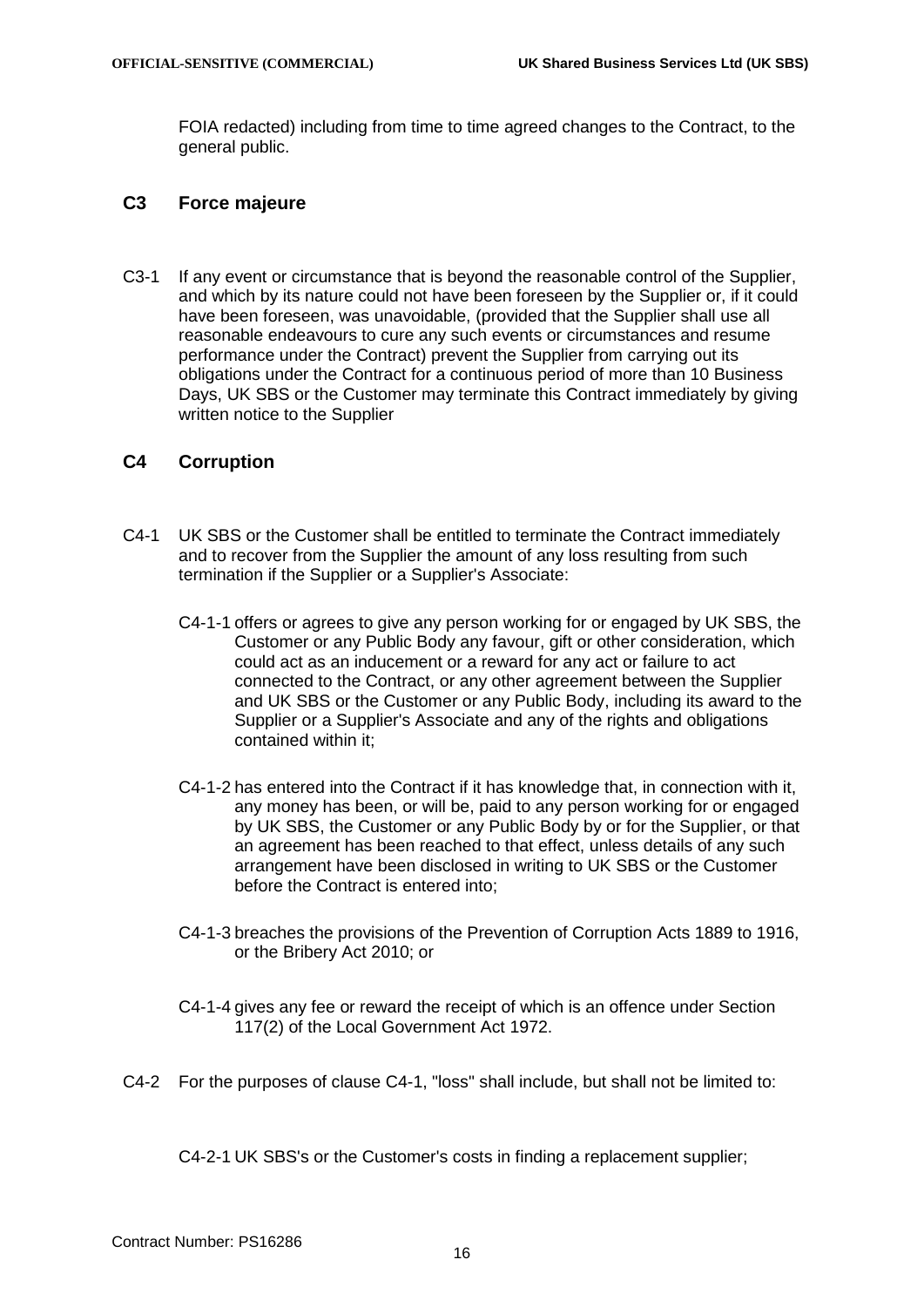FOIA redacted) including from time to time agreed changes to the Contract, to the general public.

## C3 Force majeure

C3-1 If any event or circumstance that is beyond the reasonable control of the Supplier, and which by its nature could not have been foreseen by the Supplier or, if it could have been foreseen, was unavoidable, (provided that the Supplier shall use all reasonable endeavours to cure any such events or circumstances and resume performance under the Contract) prevent the Supplier from carrying out its obligations under the Contract for a continuous period of more than 10 Business Days, UK SBS or the Customer may terminate this Contract immediately by giving written notice to the Supplier

## C4 Corruption

C4-1 UK SBS or the Customer shall be entitled to terminate the Contract immediately and to recover from the Supplier the amount of any loss resulting from such termination if the Supplier or a Supplier's Associate:

C4-1-1 offers or agrees to give any person working for or engaged by UK SBS, the Customer or any Public Body any favour, gift or other consideration, which could act as an inducement or a reward for any act or failure to act connected to the Contract, or any other agreement between the Supplier and UK SBS or the Customer or any Public Body, including its award to the Supplier or a Supplier's Associate and any of the rights and obligations contained within it;

C4-1-2 has entered into the Contract if it has knowledge that, in connection with it, any money has been, or will be, paid to any person working for or engaged by UK SBS, the Customer or any Public Body by or for the Supplier, or that an agreement has been reached to that effect, unless details of any such arrangement have been disclosed in writing to UK SBS or the Customer before the Contract is entered into;

C4-1-3 breaches the provisions of the Prevention of Corruption Acts 1889 to 1916, or the Bribery Act 2010; or

C4-1-4 gives any fee or reward the receipt of which is an offence under Section 117(2) of the Local Government Act 1972.

C4-2 For the purposes of clause C4-1, "loss" shall include, but shall not be limited to:

C4-2-1 UK SBS's or the Customer's costs in finding a replacement supplier;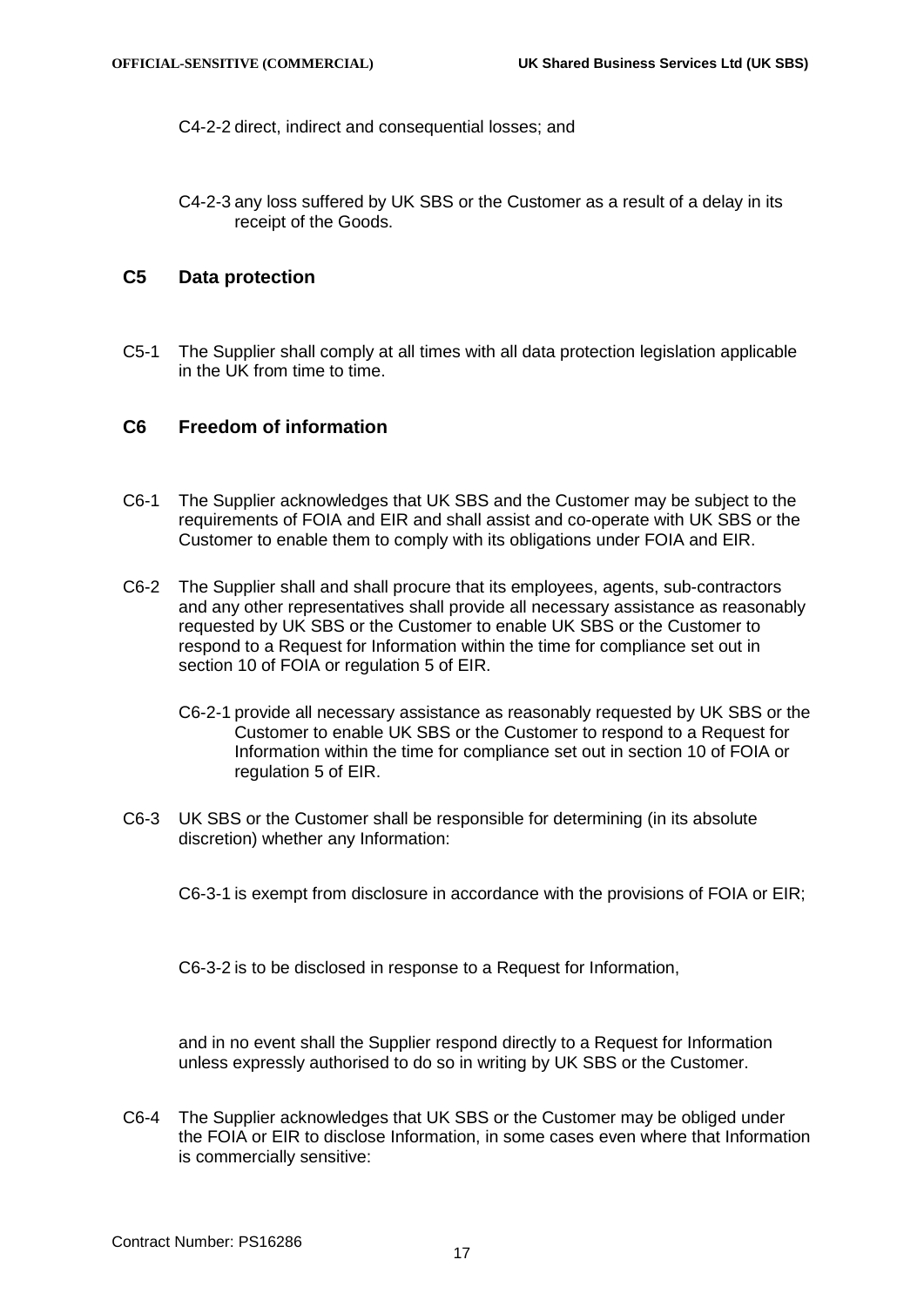C4-2-2 direct, indirect and consequential losses; and

C4-2-3 any loss suffered by UK SBS or the Customer as a result of a delay in its receipt of the Goods.

## C5 Data protection

C5-1 The Supplier shall comply at all times with all data protection legislation applicable in the UK from time to time.

## C6 Freedom of information

C6-1 The Supplier acknowledges that UK SBS and the Customer may be subject to the requirements of FOIA and EIR and shall assist and co-operate with UK SBS or the Customer to enable them to comply with its obligations under FOIA and EIR.

C6-2 The Supplier shall and shall procure that its employees, agents, sub-contractors and any other representatives shall provide all necessary assistance as reasonably requested by UK SBS or the Customer to enable UK SBS or the Customer to respond to a Request for Information within the time for compliance set out in section 10 of FOIA or regulation 5 of EIR.

C6-2-1 provide all necessary assistance as reasonably requested by UK SBS or the Customer to enable UK SBS or the Customer to respond to a Request for Information within the time for compliance set out in section 10 of FOIA or regulation 5 of EIR.

C6-3 UK SBS or the Customer shall be responsible for determining (in its absolute discretion) whether any Information:

C6-3-1 is exempt from disclosure in accordance with the provisions of FOIA or EIR;

C6-3-2 is to be disclosed in response to a Request for Information,

and in no event shall the Supplier respond directly to a Request for Information unless expressly authorised to do so in writing by UK SBS or the Customer.

C6-4 The Supplier acknowledges that UK SBS or the Customer may be obliged under the FOIA or EIR to disclose Information, in some cases even where that Information is commercially sensitive: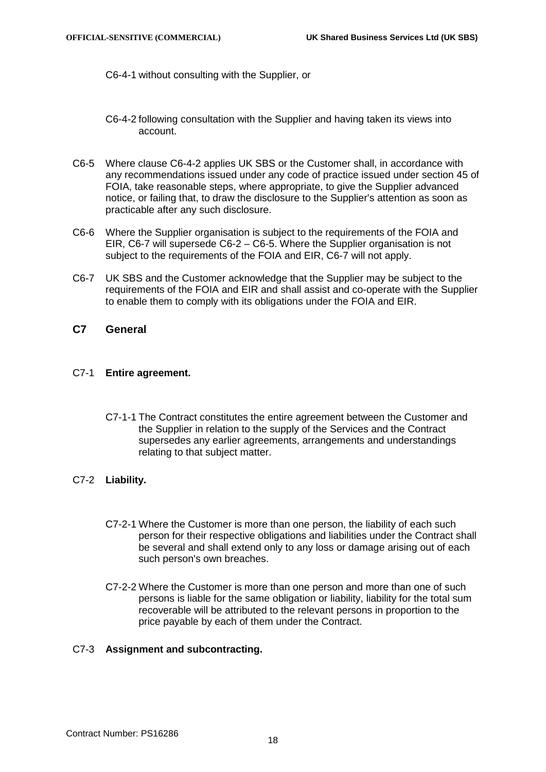C6-4-1 without consulting with the Supplier, or

C6-4-2 following consultation with the Supplier and having taken its views into account.

C6-5 Where clause C6-4-2 applies UK SBS or the Customer shall, in accordance with any recommendations issued under any code of practice issued under section 45 of FOIA, take reasonable steps, where appropriate, to give the Supplier advanced notice, or failing that, to draw the disclosure to the Supplier's attention as soon as practicable after any such disclosure.

C6-6 Where the Supplier organisation is subject to the requirements of the FOIA and EIR, C6-7 will supersede C6-2 – C6-5. Where the Supplier organisation is not subject to the requirements of the FOIA and EIR, C6-7 will not apply.

C6-7 UK SBS and the Customer acknowledge that the Supplier may be subject to the requirements of the FOIA and EIR and shall assist and co-operate with the Supplier to enable them to comply with its obligations under the FOIA and EIR.

## C7 General

C7-1 **Entire agreement.**

C7-1-1 The Contract constitutes the entire agreement between the Customer and the Supplier in relation to the supply of the Services and the Contract supersedes any earlier agreements, arrangements and understandings relating to that subject matter.

C7-2 **Liability.**

C7-2-1 Where the Customer is more than one person, the liability of each such person for their respective obligations and liabilities under the Contract shall be several and shall extend only to any loss or damage arising out of each such person's own breaches.

C7-2-2 Where the Customer is more than one person and more than one of such persons is liable for the same obligation or liability, liability for the total sum recoverable will be attributed to the relevant persons in proportion to the price payable by each of them under the Contract.

C7-3 **Assignment and subcontracting.**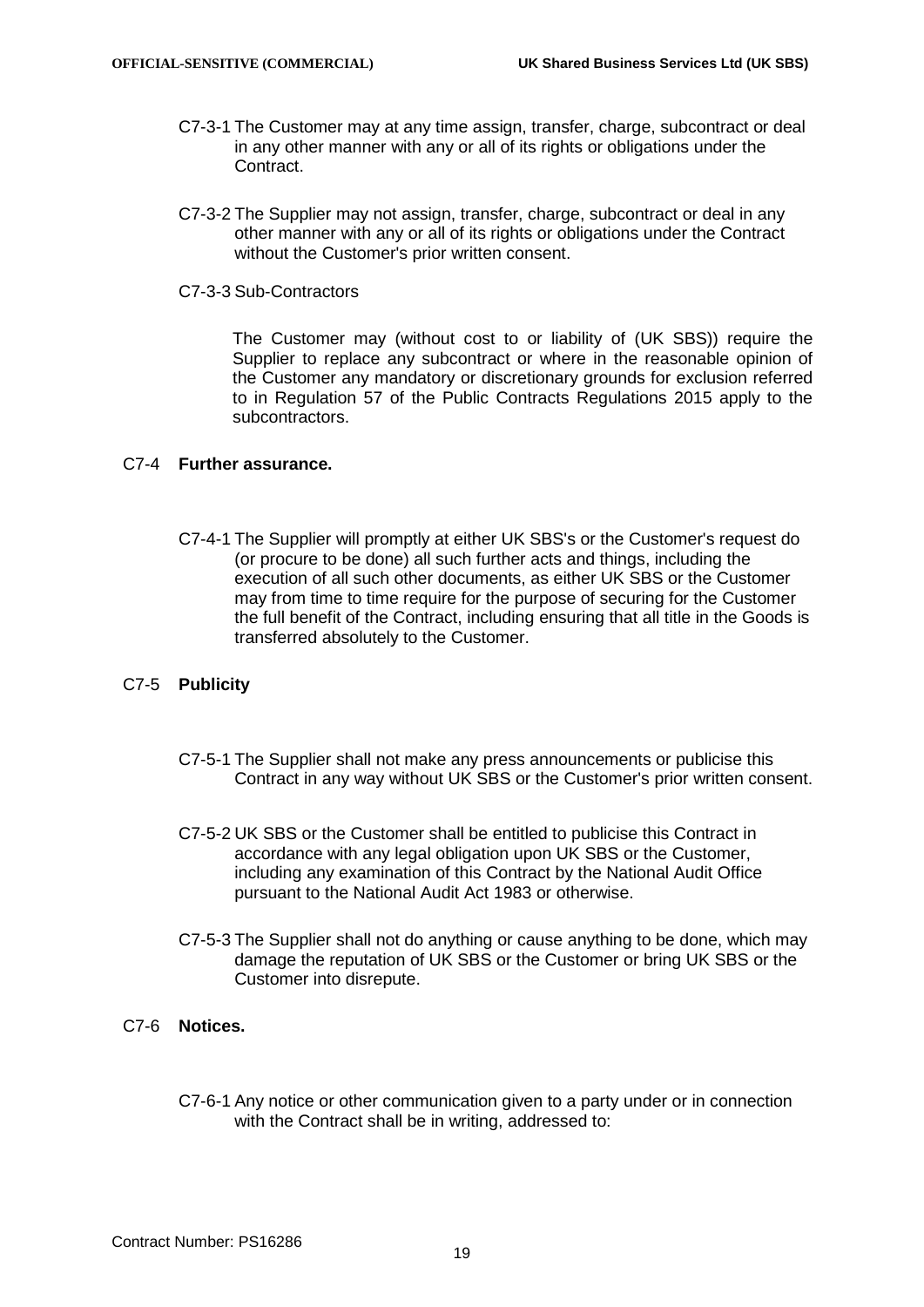C7-3-1 The Customer may at any time assign, transfer, charge, subcontract or deal in any other manner with any or all of its rights or obligations under the Contract.

C7-3-2 The Supplier may not assign, transfer, charge, subcontract or deal in any other manner with any or all of its rights or obligations under the Contract without the Customer's prior written consent.

C7-3-3 Sub-Contractors

The Customer may (without cost to or liability of (UK SBS)) require the Supplier to replace any subcontract or where in the reasonable opinion of the Customer any mandatory or discretionary grounds for exclusion referred to in Regulation 57 of the Public Contracts Regulations 2015 apply to the subcontractors.

C7-4 **Further assurance.**

C7-4-1 The Supplier will promptly at either UK SBS's or the Customer's request do (or procure to be done) all such further acts and things, including the execution of all such other documents, as either UK SBS or the Customer may from time to time require for the purpose of securing for the Customer the full benefit of the Contract, including ensuring that all title in the Goods is transferred absolutely to the Customer.

C7-5 **Publicity**

C7-5-1 The Supplier shall not make any press announcements or publicise this Contract in any way without UK SBS or the Customer's prior written consent.

C7-5-2 UK SBS or the Customer shall be entitled to publicise this Contract in accordance with any legal obligation upon UK SBS or the Customer, including any examination of this Contract by the National Audit Office pursuant to the National Audit Act 1983 or otherwise.

C7-5-3 The Supplier shall not do anything or cause anything to be done, which may damage the reputation of UK SBS or the Customer or bring UK SBS or the Customer into disrepute.

C7-6 **Notices.**

C7-6-1 Any notice or other communication given to a party under or in connection with the Contract shall be in writing, addressed to: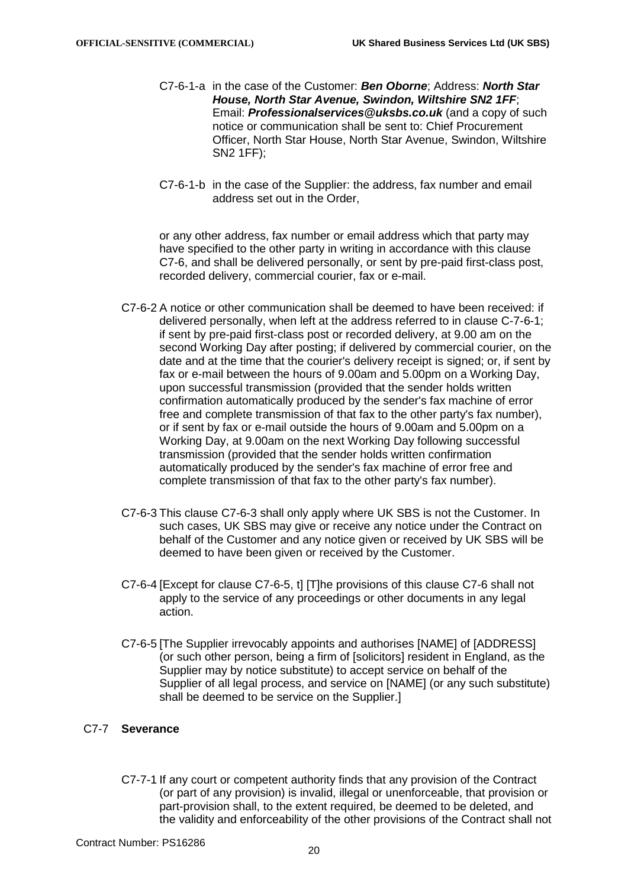C7-6-1-a in the case of the Customer: ***Ben Oborne***; Address: ***North Star House, North Star Avenue, Swindon, Wiltshire SN2 1FF***; Email: ***Professionalservices@uksbs.co.uk*** (and a copy of such notice or communication shall be sent to: Chief Procurement Officer, North Star House, North Star Avenue, Swindon, Wiltshire SN2 1FF);

C7-6-1-b in the case of the Supplier: the address, fax number and email address set out in the Order,

or any other address, fax number or email address which that party may have specified to the other party in writing in accordance with this clause C7-6, and shall be delivered personally, or sent by pre-paid first-class post, recorded delivery, commercial courier, fax or e-mail.

C7-6-2 A notice or other communication shall be deemed to have been received: if delivered personally, when left at the address referred to in clause C-7-6-1; if sent by pre-paid first-class post or recorded delivery, at 9.00 am on the second Working Day after posting; if delivered by commercial courier, on the date and at the time that the courier's delivery receipt is signed; or, if sent by fax or e-mail between the hours of 9.00am and 5.00pm on a Working Day, upon successful transmission (provided that the sender holds written confirmation automatically produced by the sender's fax machine of error free and complete transmission of that fax to the other party's fax number), or if sent by fax or e-mail outside the hours of 9.00am and 5.00pm on a Working Day, at 9.00am on the next Working Day following successful transmission (provided that the sender holds written confirmation automatically produced by the sender's fax machine of error free and complete transmission of that fax to the other party's fax number).

C7-6-3 This clause C7-6-3 shall only apply where UK SBS is not the Customer. In such cases, UK SBS may give or receive any notice under the Contract on behalf of the Customer and any notice given or received by UK SBS will be deemed to have been given or received by the Customer.

C7-6-4 [Except for clause C7-6-5, t] [T]he provisions of this clause C7-6 shall not apply to the service of any proceedings or other documents in any legal action.

C7-6-5 [The Supplier irrevocably appoints and authorises [NAME] of [ADDRESS] (or such other person, being a firm of [solicitors] resident in England, as the Supplier may by notice substitute) to accept service on behalf of the Supplier of all legal process, and service on [NAME] (or any such substitute) shall be deemed to be service on the Supplier.]

## C7-7 **Severance**

C7-7-1 If any court or competent authority finds that any provision of the Contract (or part of any provision) is invalid, illegal or unenforceable, that provision or part-provision shall, to the extent required, be deemed to be deleted, and the validity and enforceability of the other provisions of the Contract shall not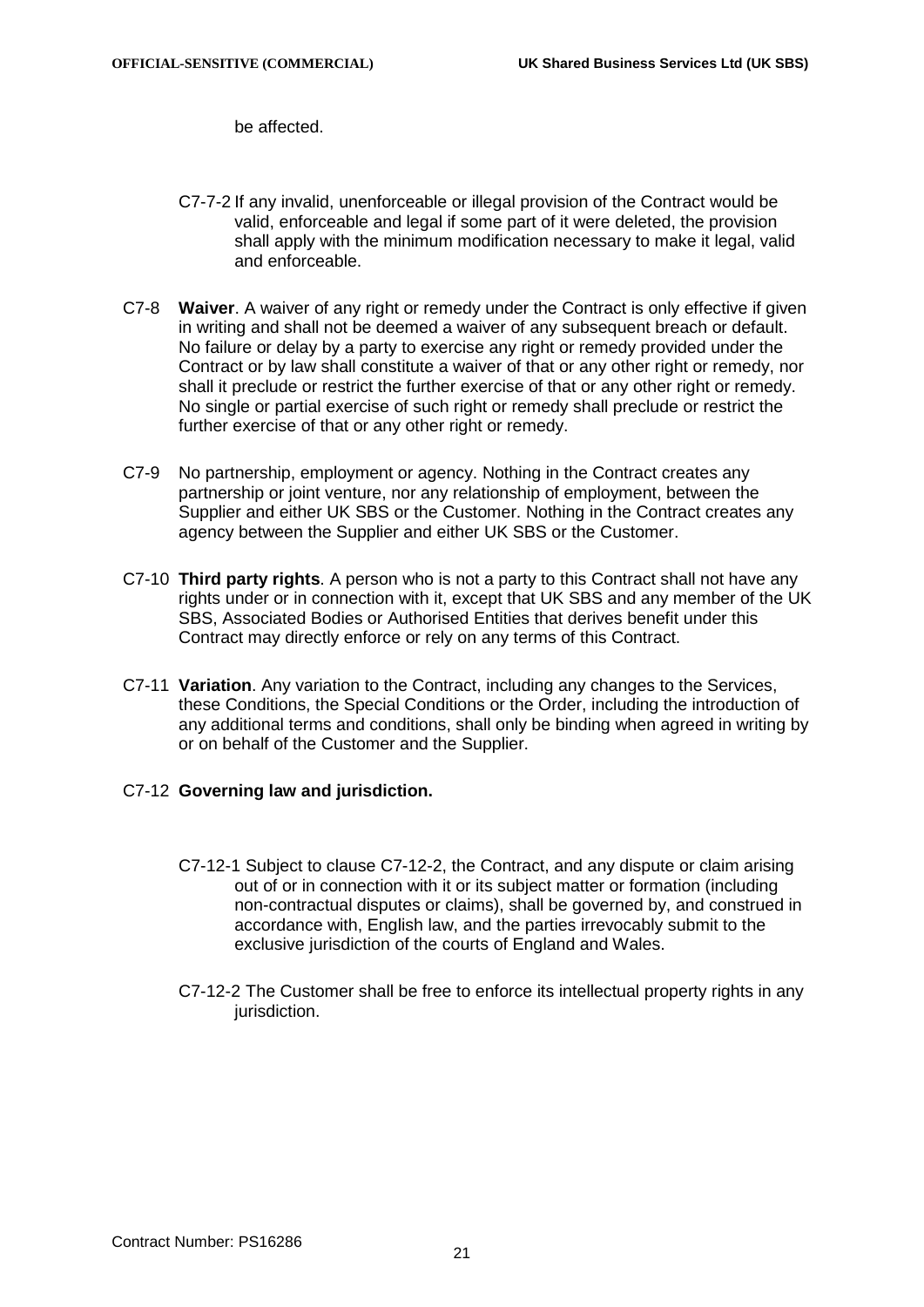be affected.

C7-7-2 If any invalid, unenforceable or illegal provision of the Contract would be valid, enforceable and legal if some part of it were deleted, the provision shall apply with the minimum modification necessary to make it legal, valid and enforceable.

C7-8 **Waiver**. A waiver of any right or remedy under the Contract is only effective if given in writing and shall not be deemed a waiver of any subsequent breach or default. No failure or delay by a party to exercise any right or remedy provided under the Contract or by law shall constitute a waiver of that or any other right or remedy, nor shall it preclude or restrict the further exercise of that or any other right or remedy. No single or partial exercise of such right or remedy shall preclude or restrict the further exercise of that or any other right or remedy.

C7-9 No partnership, employment or agency. Nothing in the Contract creates any partnership or joint venture, nor any relationship of employment, between the Supplier and either UK SBS or the Customer. Nothing in the Contract creates any agency between the Supplier and either UK SBS or the Customer.

C7-10 **Third party rights**. A person who is not a party to this Contract shall not have any rights under or in connection with it, except that UK SBS and any member of the UK SBS, Associated Bodies or Authorised Entities that derives benefit under this Contract may directly enforce or rely on any terms of this Contract.

C7-11 **Variation**. Any variation to the Contract, including any changes to the Services, these Conditions, the Special Conditions or the Order, including the introduction of any additional terms and conditions, shall only be binding when agreed in writing by or on behalf of the Customer and the Supplier.

C7-12 **Governing law and jurisdiction.**

C7-12-1 Subject to clause C7-12-2, the Contract, and any dispute or claim arising out of or in connection with it or its subject matter or formation (including non-contractual disputes or claims), shall be governed by, and construed in accordance with, English law, and the parties irrevocably submit to the exclusive jurisdiction of the courts of England and Wales.

C7-12-2 The Customer shall be free to enforce its intellectual property rights in any jurisdiction.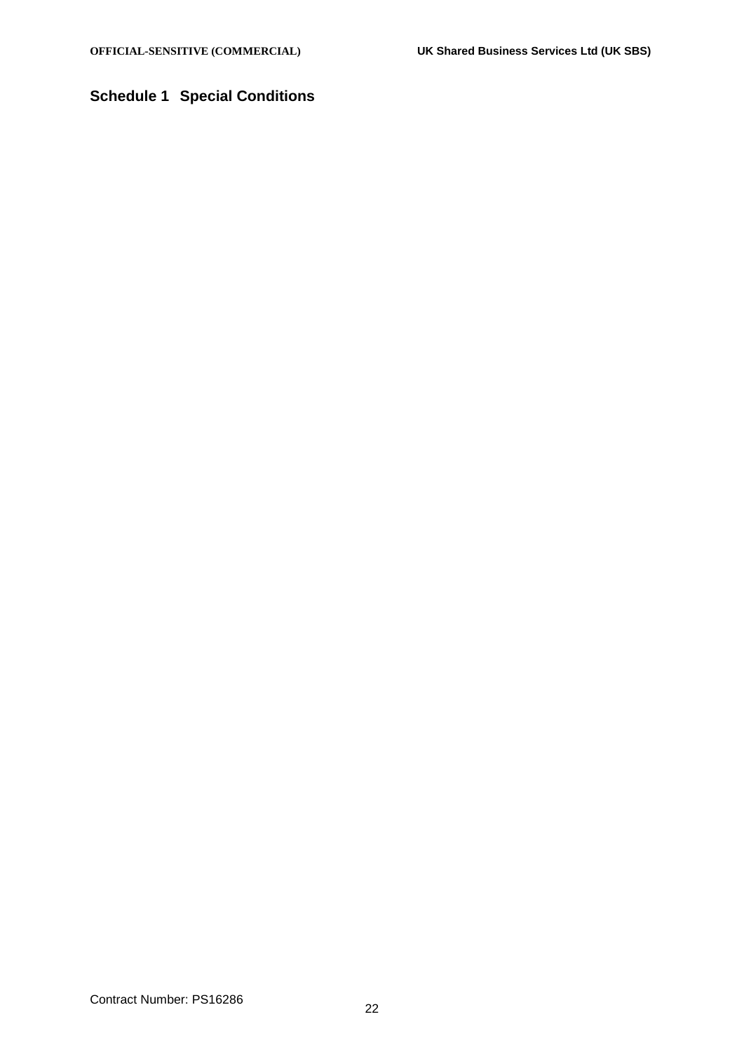# Schedule 1 Special Conditions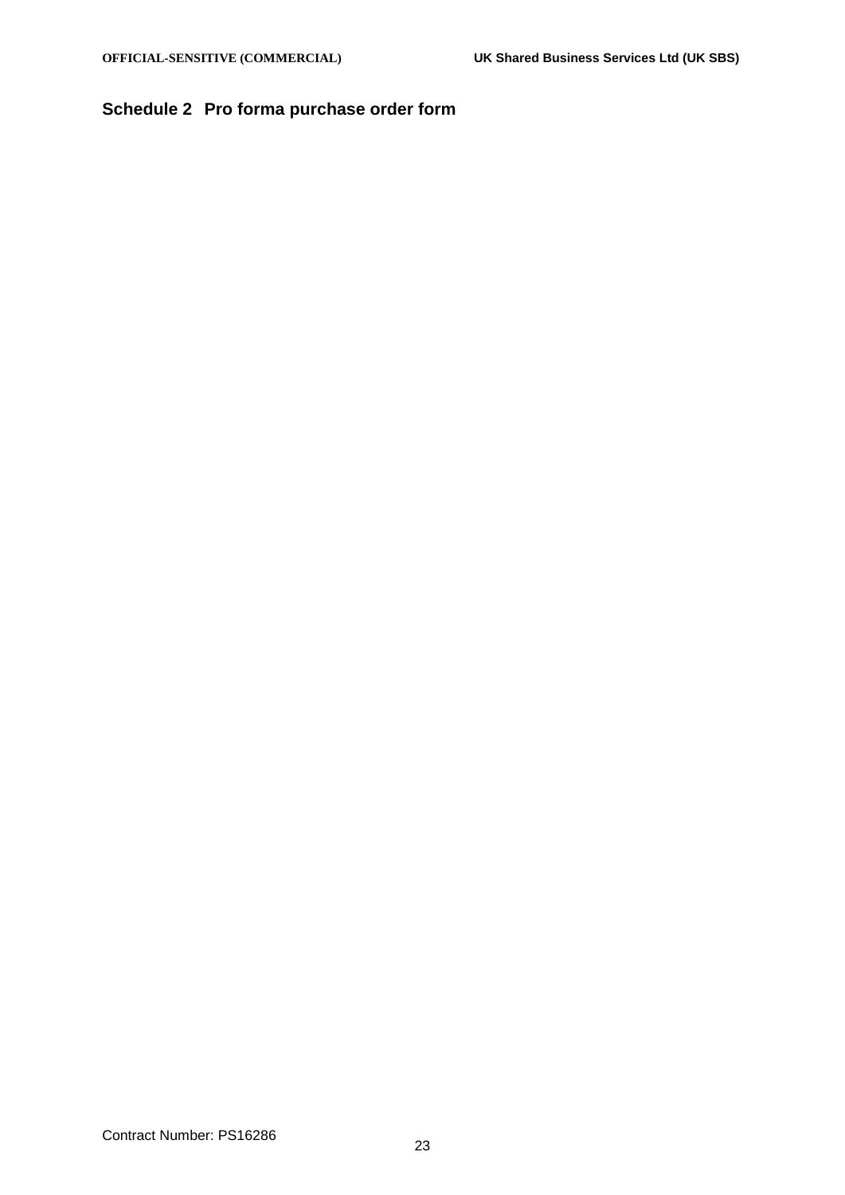## Schedule 2 Pro forma purchase order form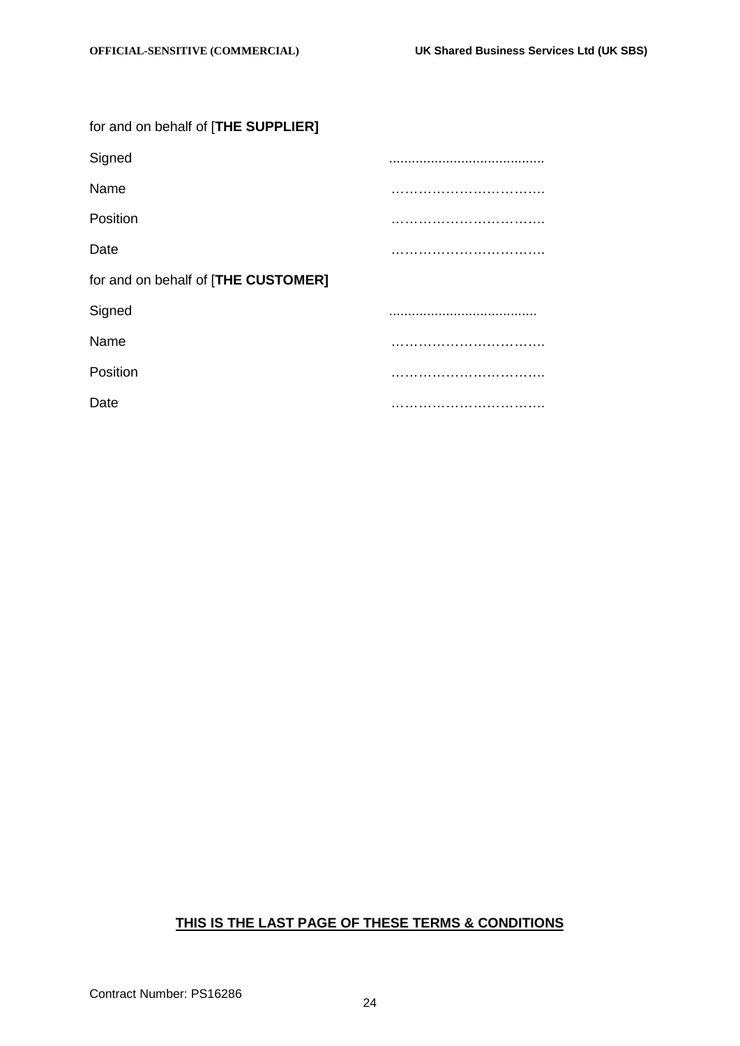for and on behalf of [**THE SUPPLIER]**

Signed .........................................

Name …………………………….

Position …………………………….

Date …………………………….

for and on behalf of [**THE CUSTOMER]**

Signed .......................................

Name …………………………….

Position …………………………….

Date …………………………….

**THIS IS THE LAST PAGE OF THESE TERMS & CONDITIONS**